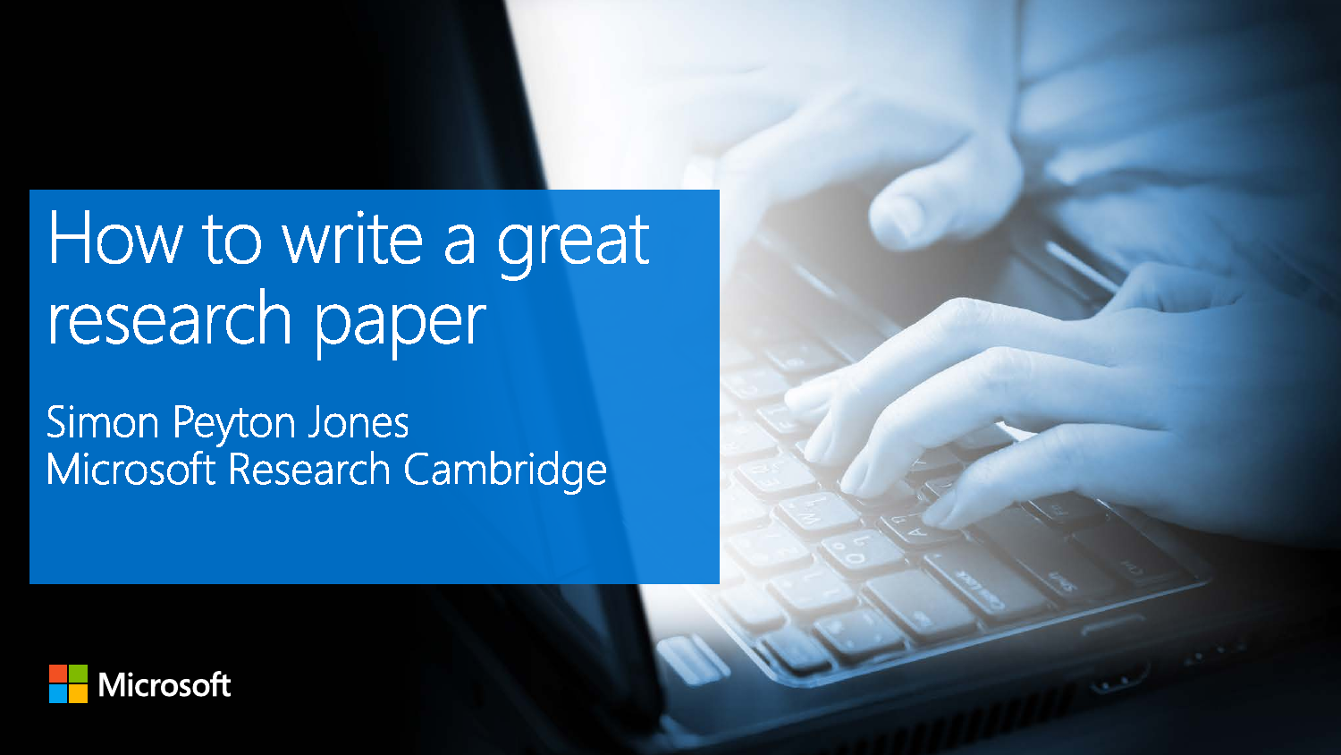# How to write a great research paper

Simon Peyton Jones
Microsoft Research Cambridge

Microsoft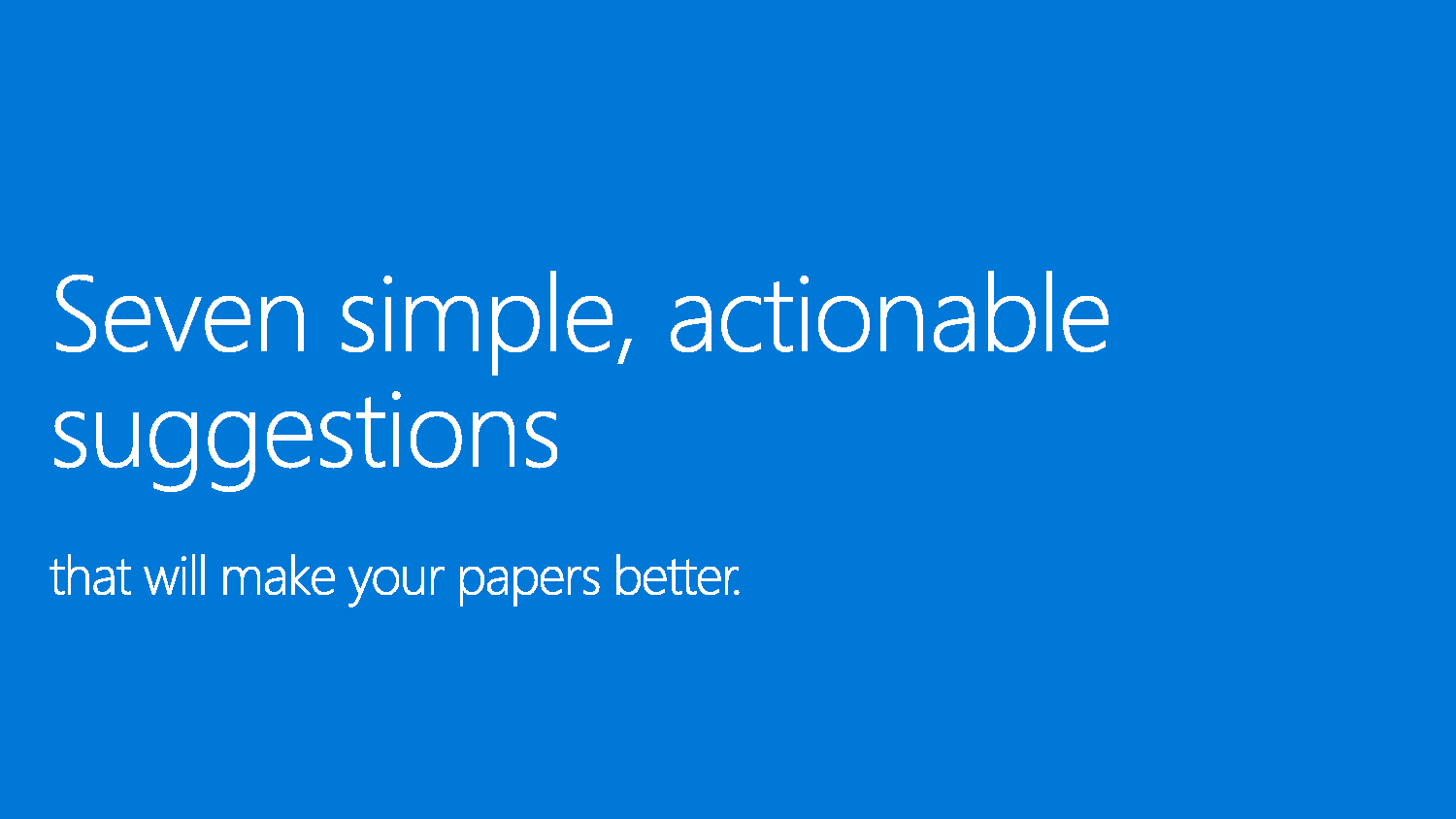# Seven simple, actionable suggestions

that will make your papers better.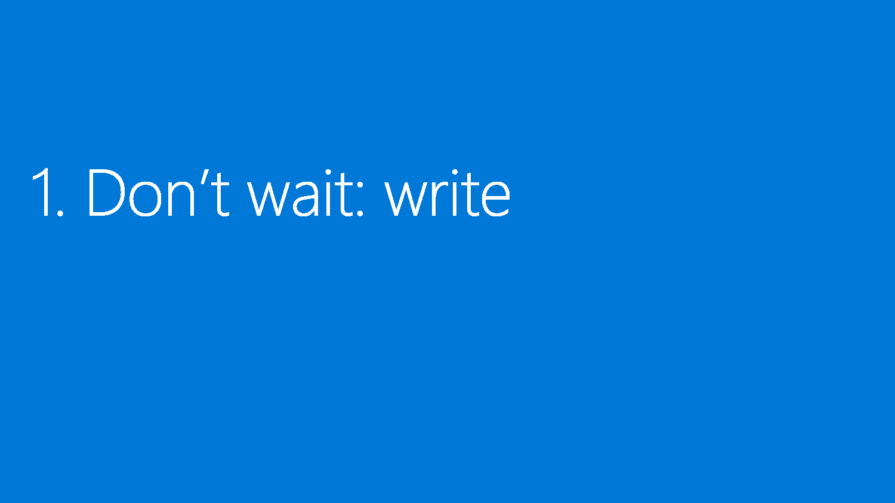# 1. Don’t wait: write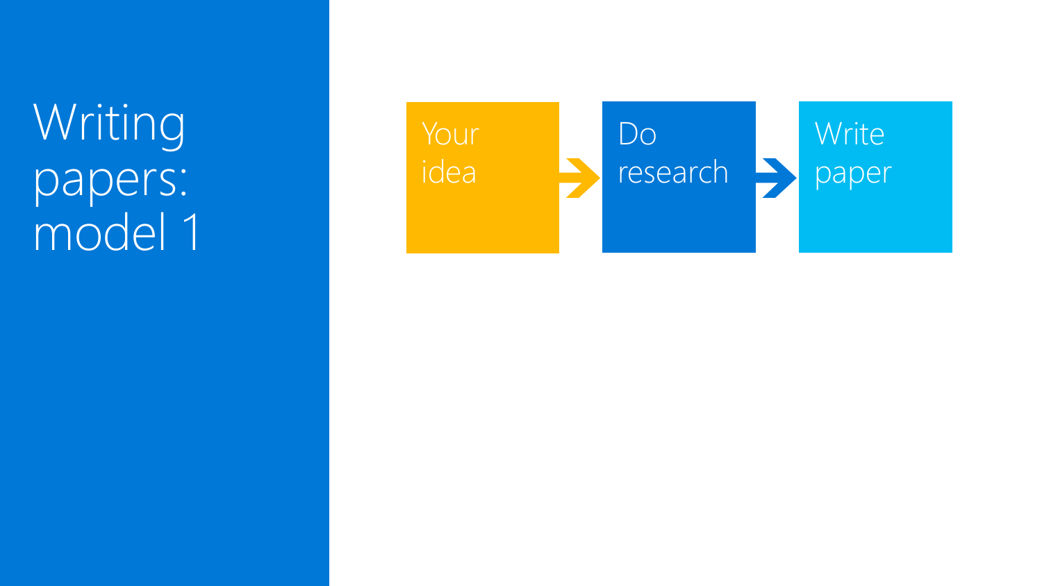# Writing papers: model 1

Your idea → Do research → Write paper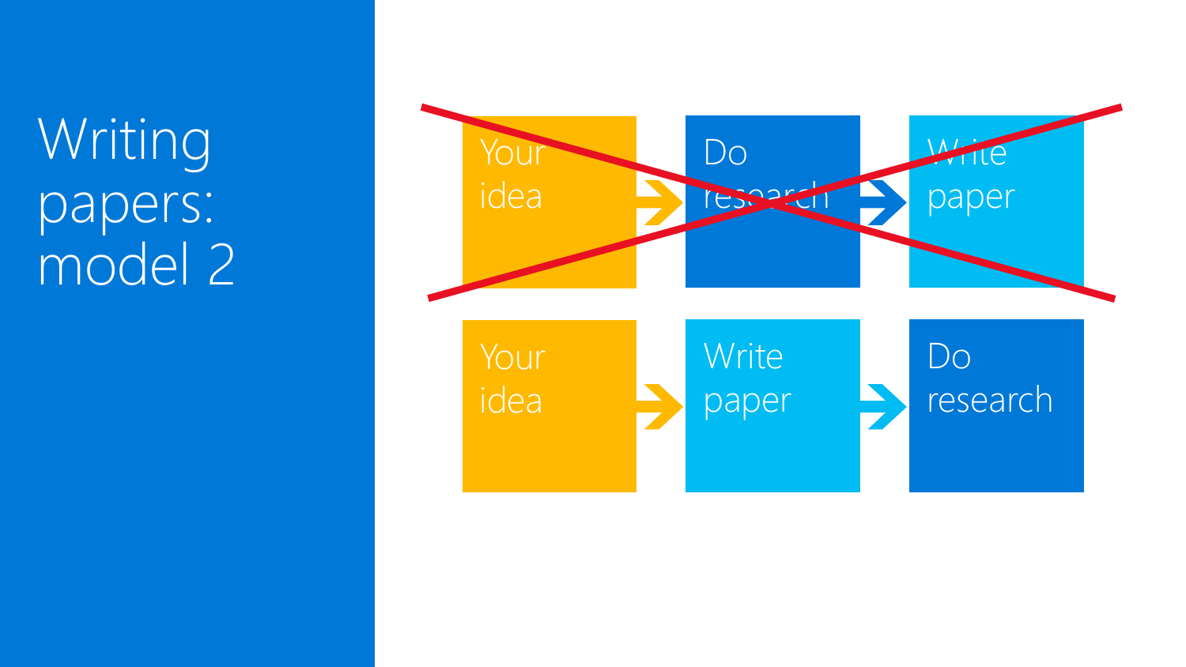# Writing papers: model 2

~~Your idea → Do research → Write paper~~

Your idea → Write paper → Do research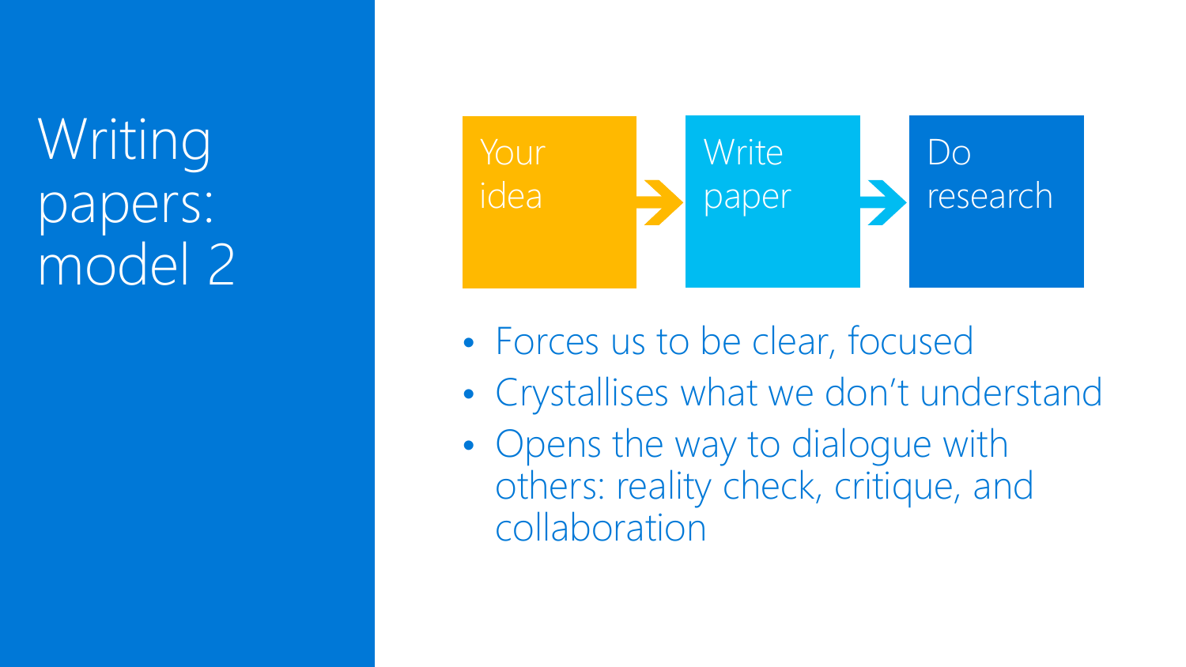# Writing papers: model 2

Your idea → Write paper → Do research

- Forces us to be clear, focused
- Crystallises what we don't understand
- Opens the way to dialogue with others: reality check, critique, and collaboration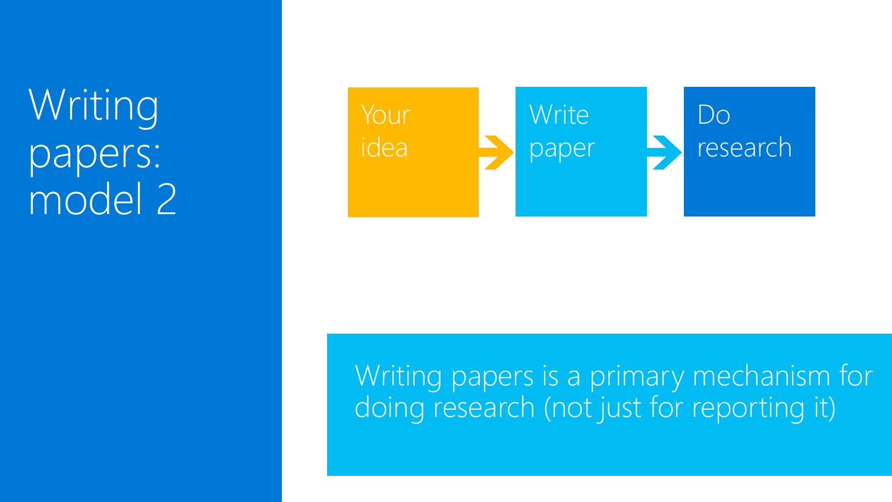# Writing papers: model 2

Your idea → Write paper → Do research

Writing papers is a primary mechanism for doing research (not just for reporting it)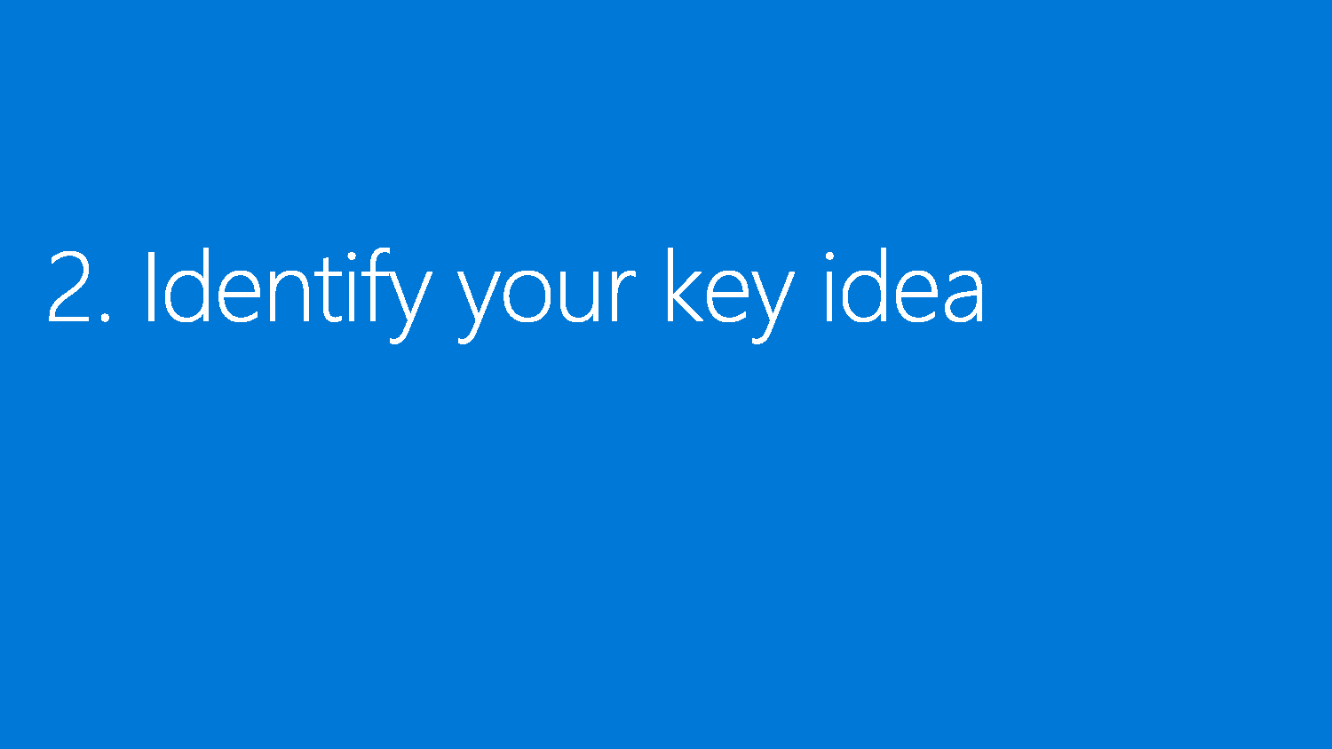# 2. Identify your key idea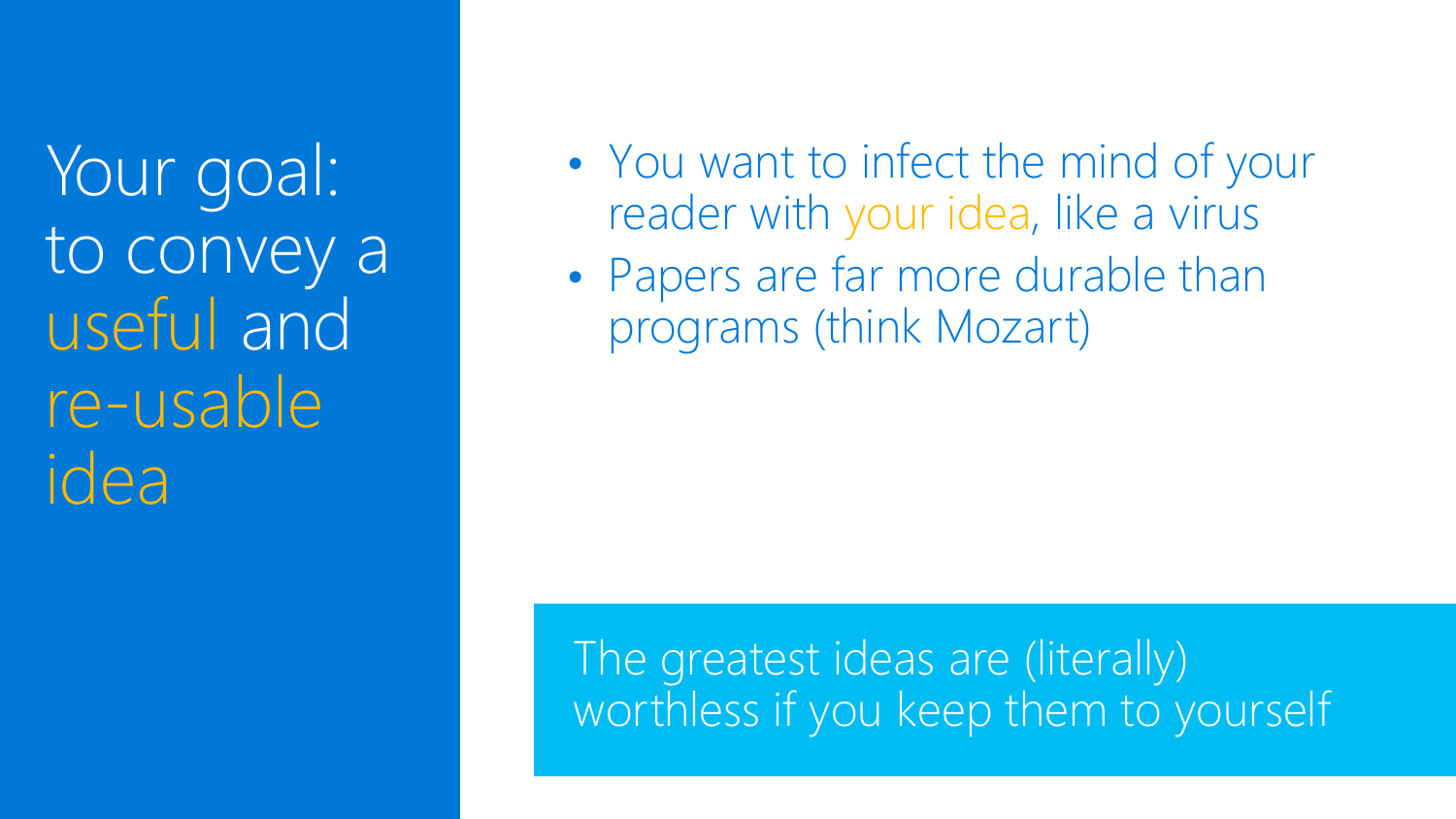# Your goal: to convey a useful and re-usable idea

- You want to infect the mind of your reader with your idea, like a virus
- Papers are far more durable than programs (think Mozart)

The greatest ideas are (literally) worthless if you keep them to yourself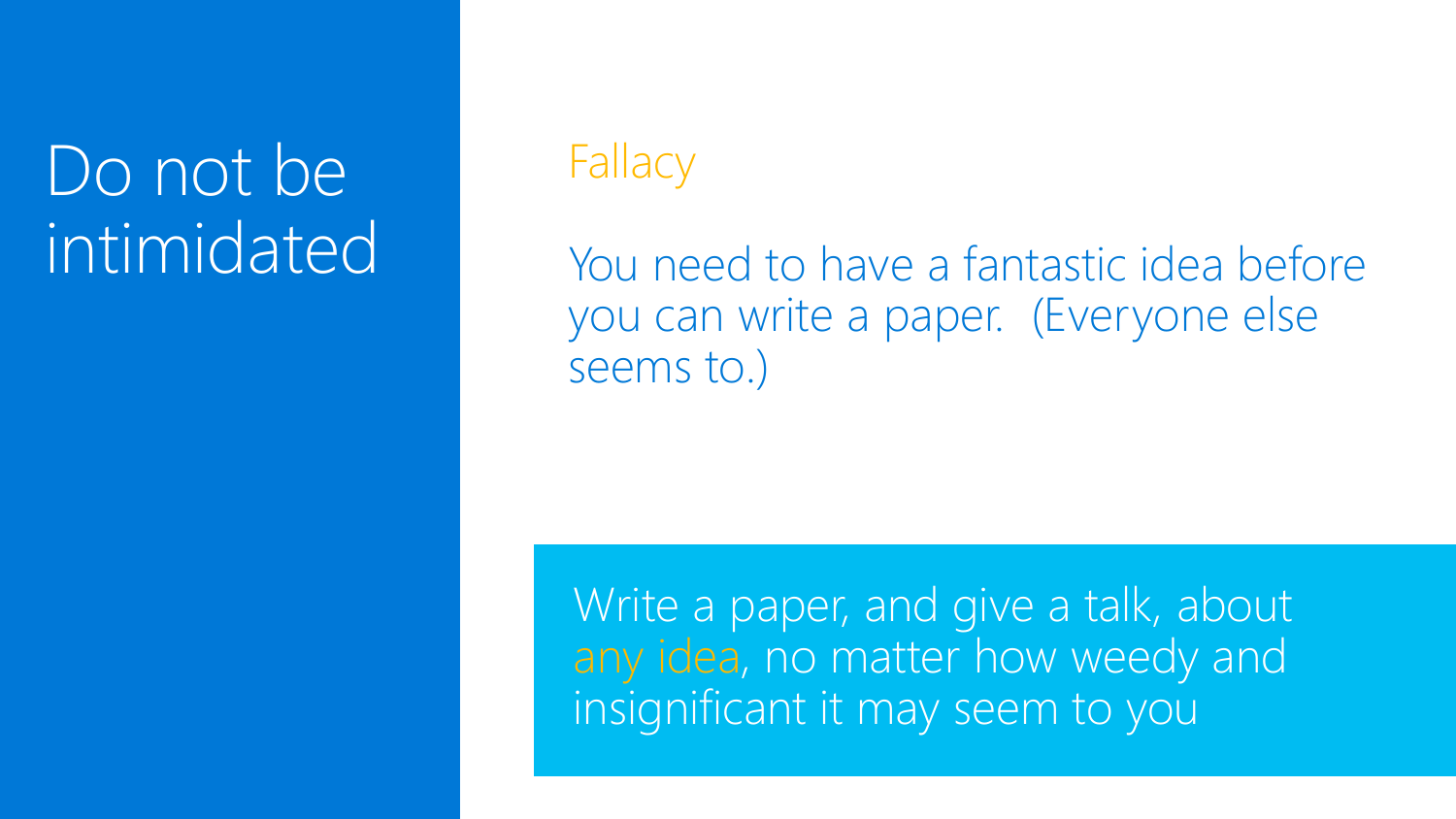# Do not be intimidated

## Fallacy

You need to have a fantastic idea before you can write a paper. (Everyone else seems to.)

Write a paper, and give a talk, about *any idea*, no matter how weedy and insignificant it may seem to you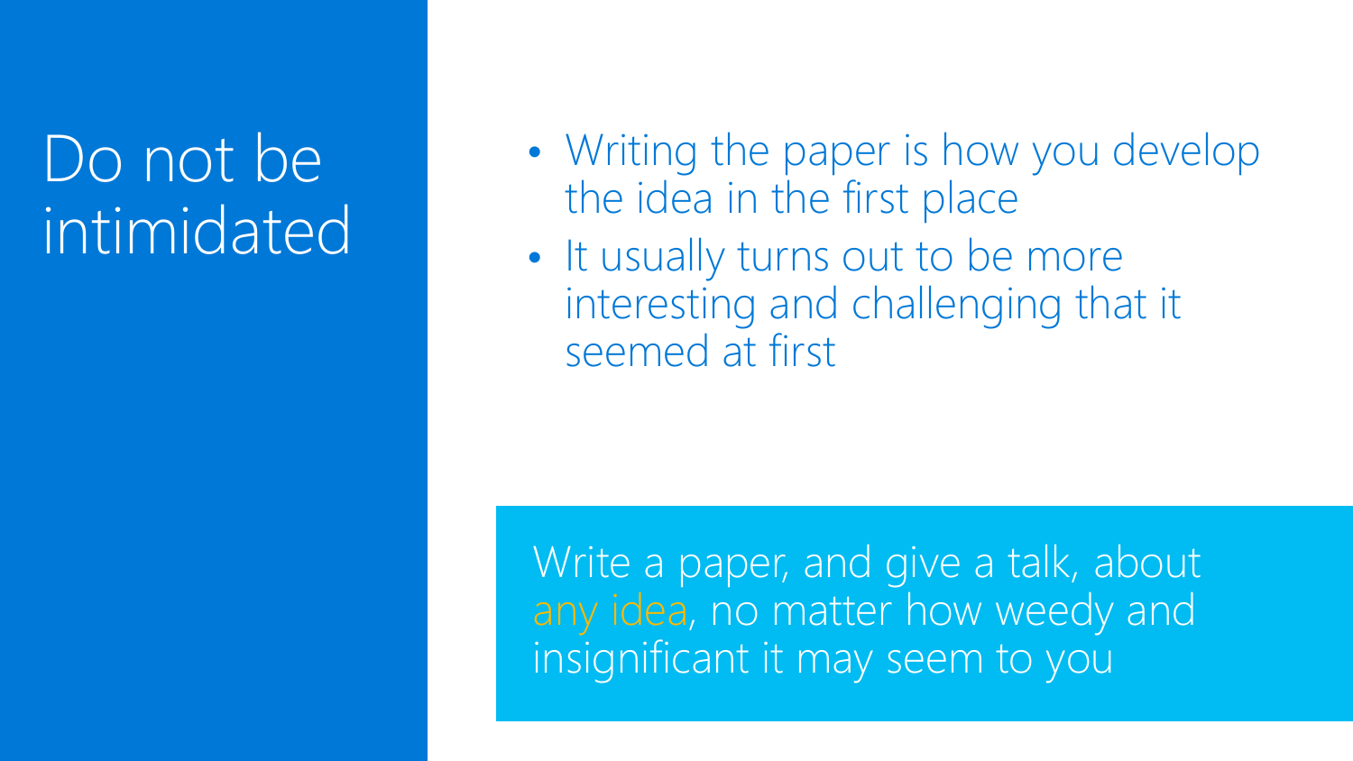# Do not be intimidated

- Writing the paper is how you develop the idea in the first place
- It usually turns out to be more interesting and challenging that it seemed at first

Write a paper, and give a talk, about any idea, no matter how weedy and insignificant it may seem to you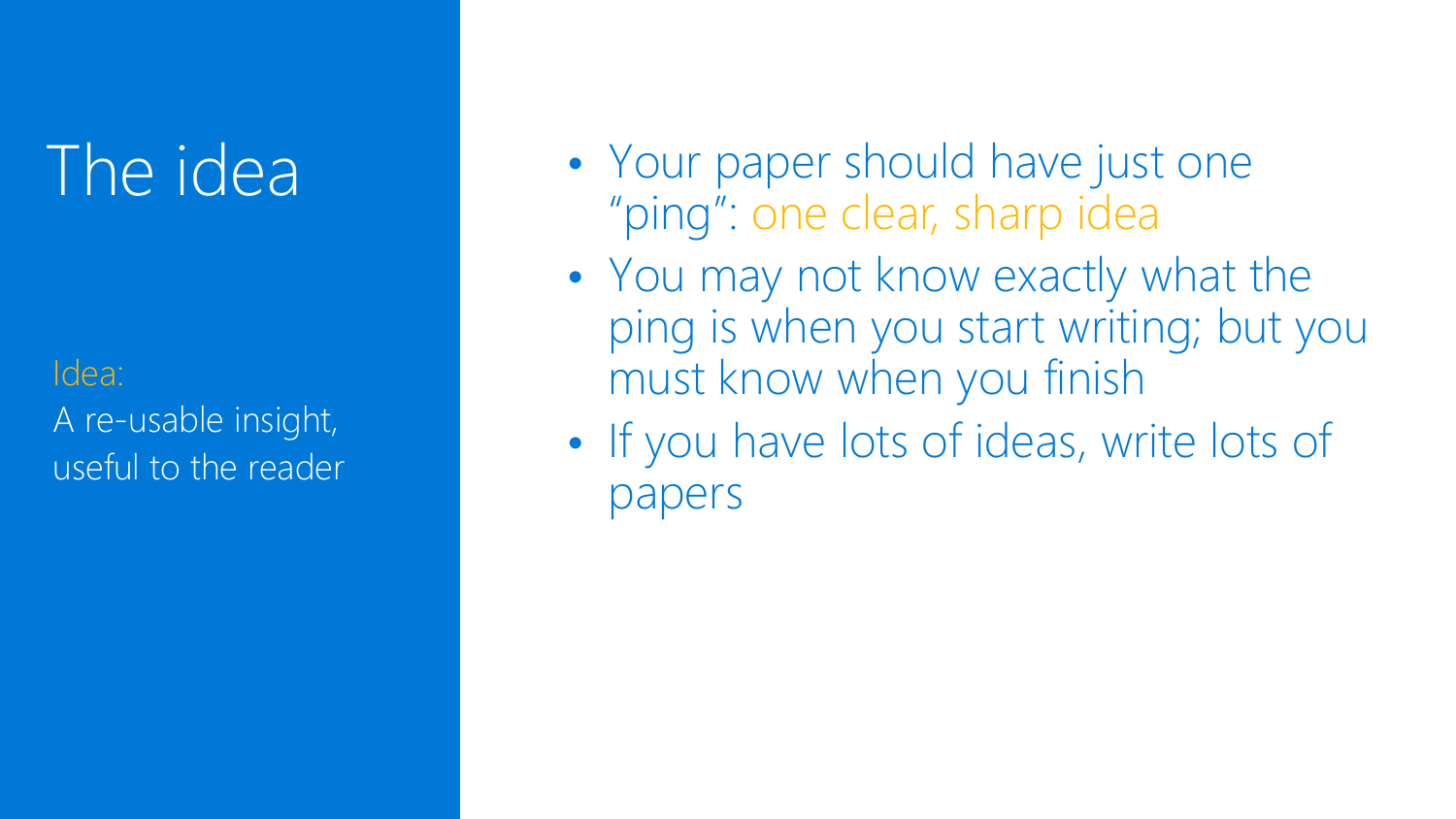# The idea

Idea:
A re-usable insight, useful to the reader

- Your paper should have just one "ping": one clear, sharp idea
- You may not know exactly what the ping is when you start writing; but you must know when you finish
- If you have lots of ideas, write lots of papers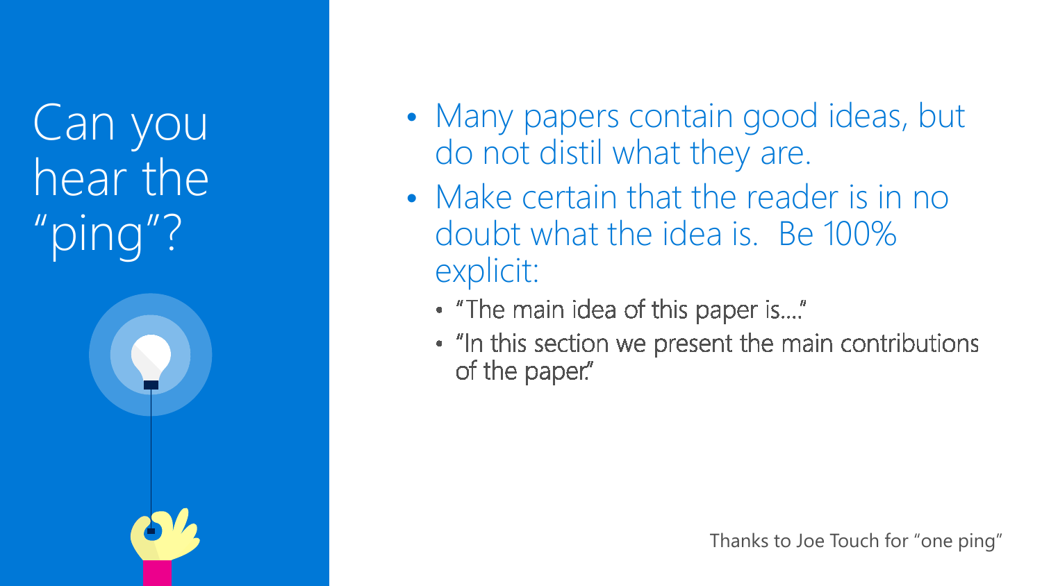# Can you hear the “ping”?

- Many papers contain good ideas, but do not distil what they are.
- Make certain that the reader is in no doubt what the idea is. Be 100% explicit:
  - “The main idea of this paper is....”
  - “In this section we present the main contributions of the paper.”

Thanks to Joe Touch for “one ping”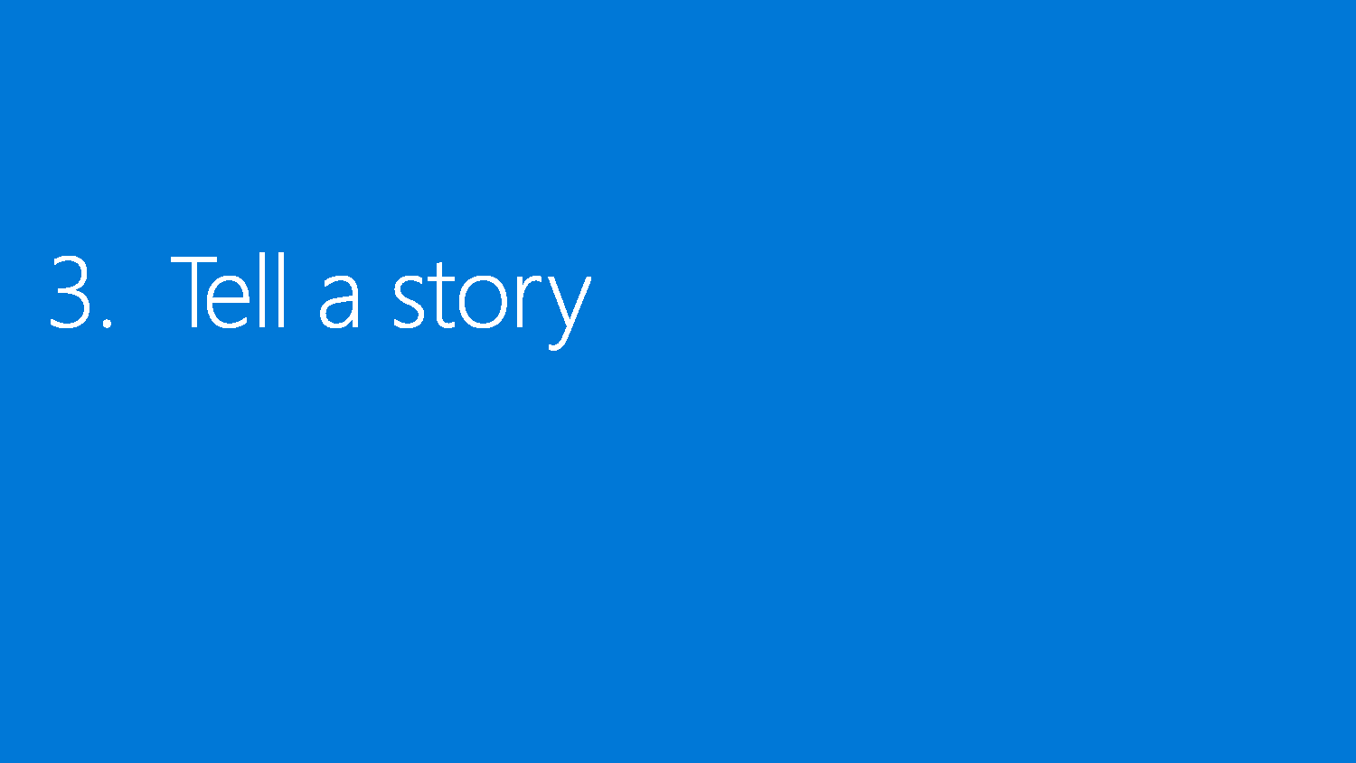# 3. Tell a story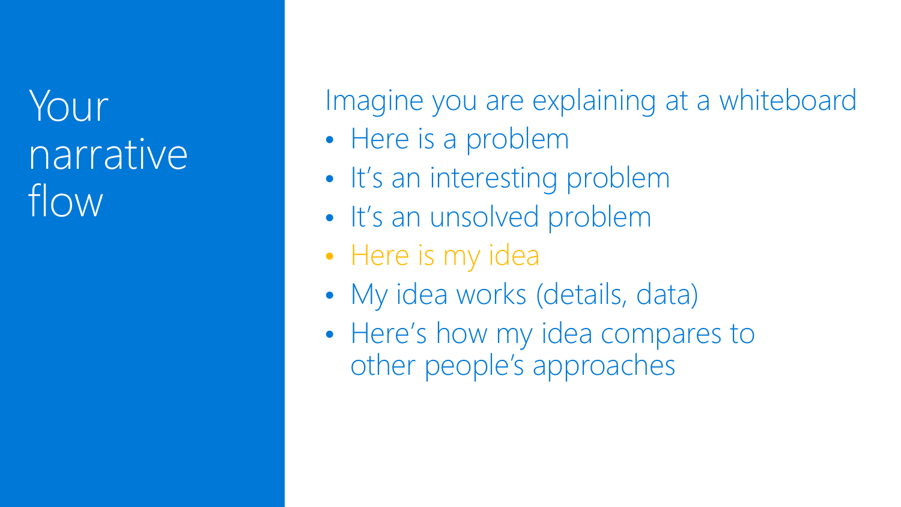# Your narrative flow

Imagine you are explaining at a whiteboard

- Here is a problem
- It's an interesting problem
- It's an unsolved problem
- Here is my idea
- My idea works (details, data)
- Here's how my idea compares to other people's approaches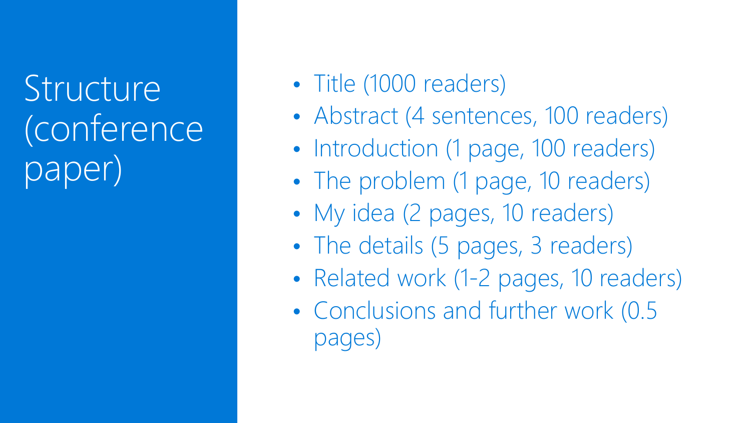# Structure (conference paper)

- Title (1000 readers)
- Abstract (4 sentences, 100 readers)
- Introduction (1 page, 100 readers)
- The problem (1 page, 10 readers)
- My idea (2 pages, 10 readers)
- The details (5 pages, 3 readers)
- Related work (1-2 pages, 10 readers)
- Conclusions and further work (0.5 pages)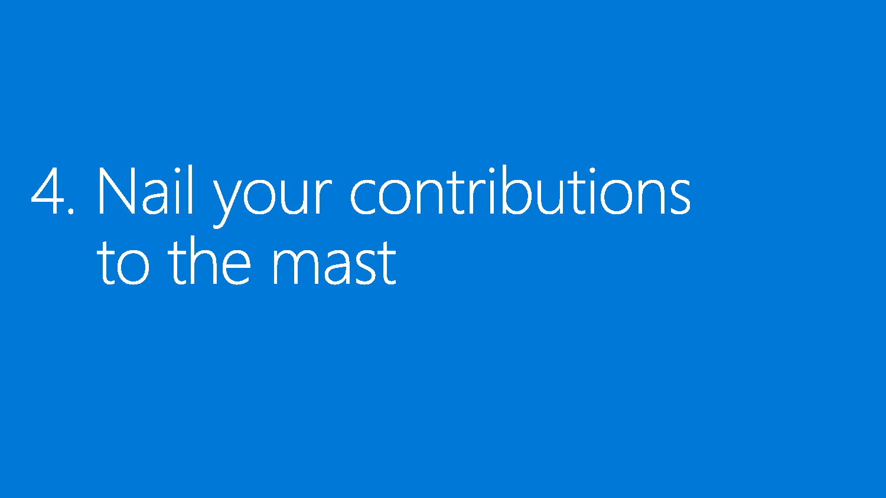# 4. Nail your contributions to the mast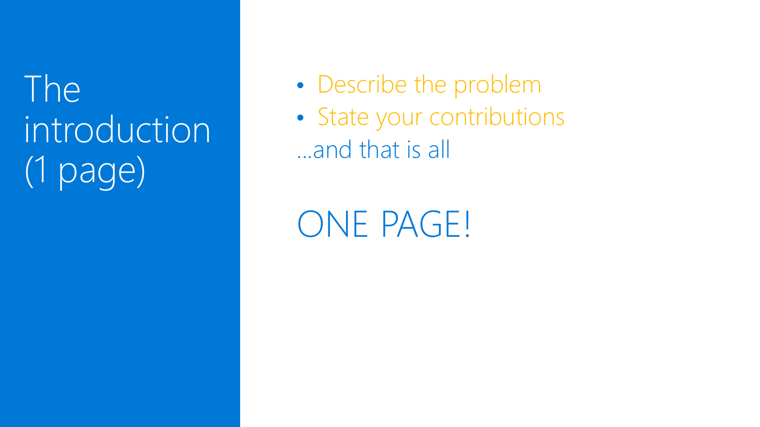# The introduction (1 page)

- Describe the problem
- State your contributions

...and that is all

ONE PAGE!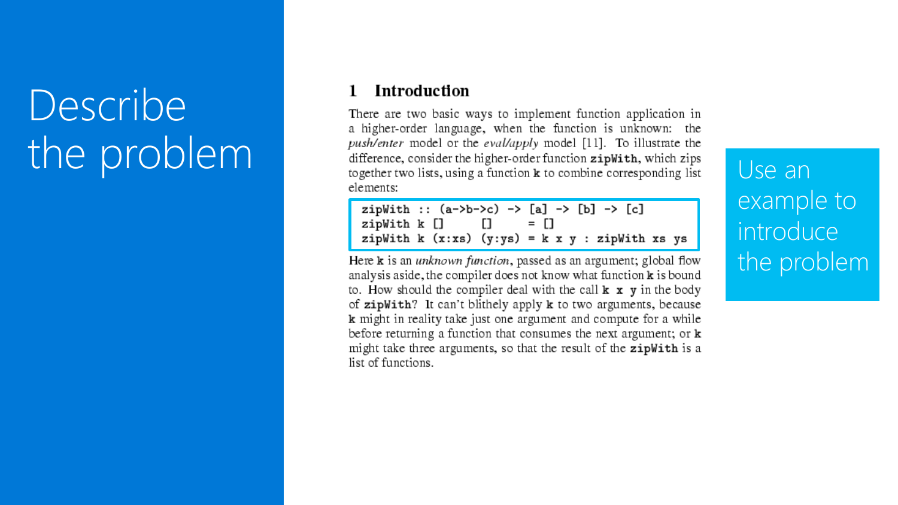# Describe the problem

## 1 Introduction

There are two basic ways to implement function application in a higher-order language, when the function is unknown: the *push/enter* model or the *eval/apply* model [11]. To illustrate the difference, consider the higher-order function **zipWith**, which zips together two lists, using a function **k** to combine corresponding list elements:

```
zipWith :: (a->b->c) -> [a] -> [b] -> [c]
zipWith k []     []     = []
zipWith k (x:xs) (y:ys) = k x y : zipWith xs ys
```

Here **k** is an *unknown function*, passed as an argument; global flow analysis aside, the compiler does not know what function **k** is bound to. How should the compiler deal with the call **k x y** in the body of **zipWith**? It can't blithely apply **k** to two arguments, because **k** might in reality take just one argument and compute for a while before returning a function that consumes the next argument; or **k** might take three arguments, so that the result of the **zipWith** is a list of functions.

Use an example to introduce the problem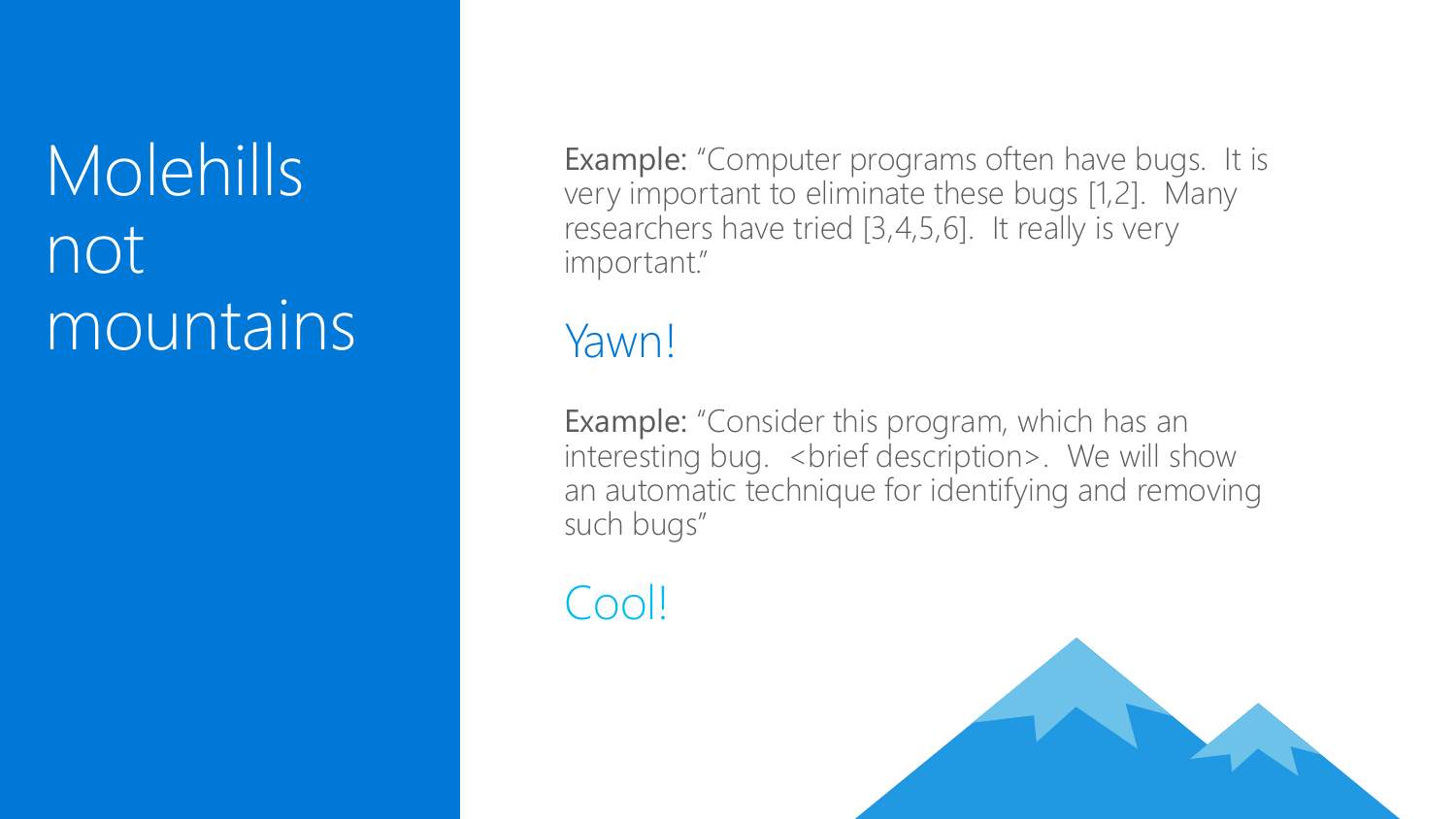# Molehills not mountains

**Example:** "Computer programs often have bugs. It is very important to eliminate these bugs [1,2]. Many researchers have tried [3,4,5,6]. It really is very important."

Yawn!

**Example:** "Consider this program, which has an interesting bug. <brief description>. We will show an automatic technique for identifying and removing such bugs"

Cool!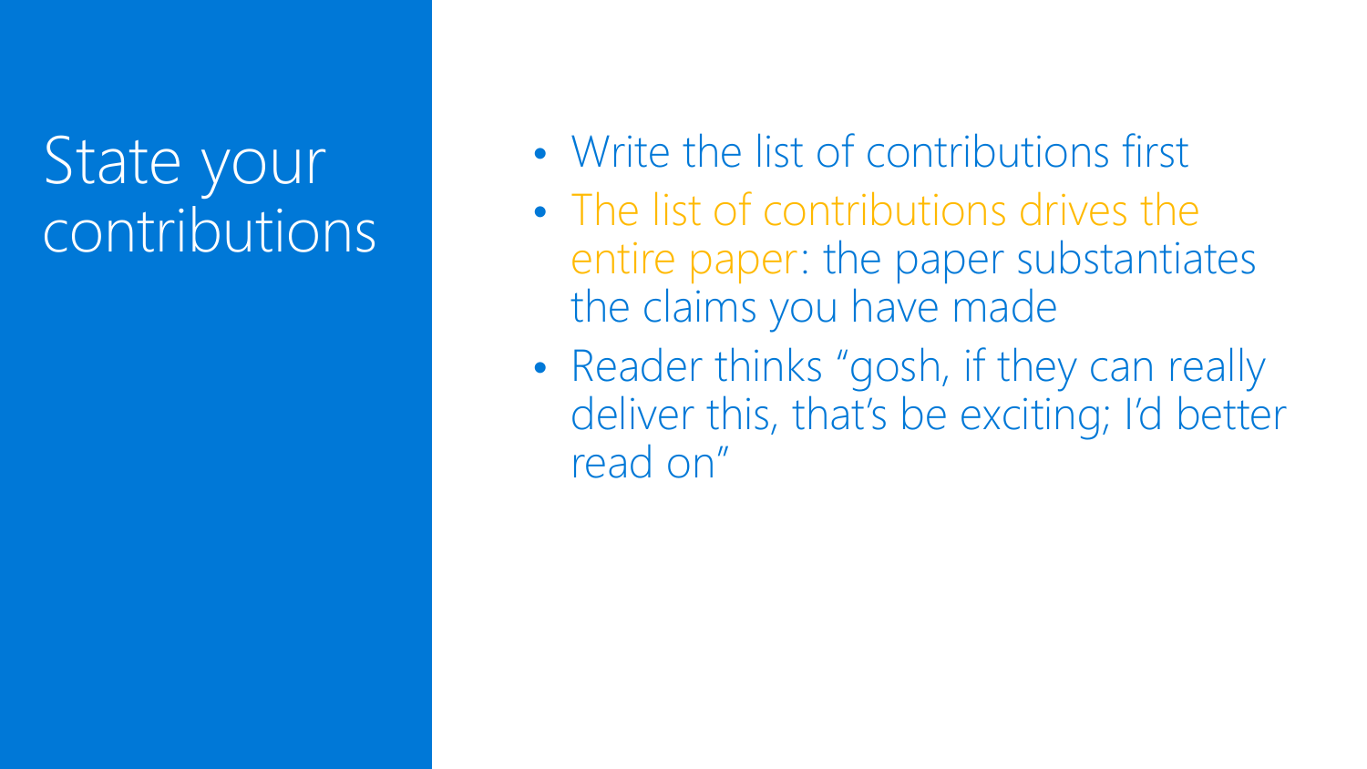# State your contributions

- Write the list of contributions first
- The list of contributions drives the entire paper: the paper substantiates the claims you have made
- Reader thinks "gosh, if they can really deliver this, that's be exciting; I'd better read on"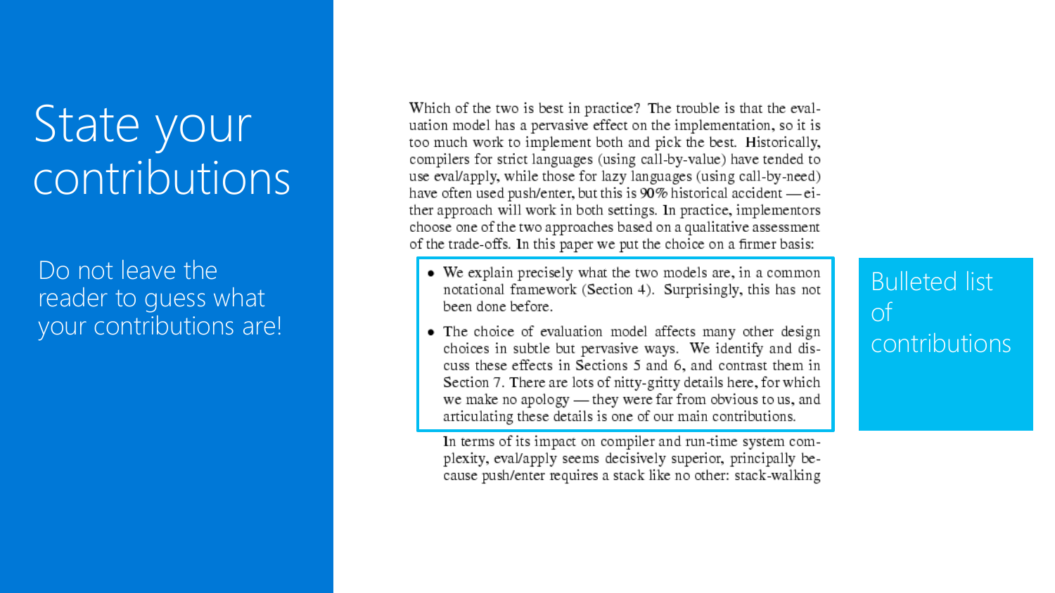# State your contributions

Do not leave the reader to guess what your contributions are!

Which of the two is best in practice? The trouble is that the evaluation model has a pervasive effect on the implementation, so it is too much work to implement both and pick the best. Historically, compilers for strict languages (using call-by-value) have tended to use eval/apply, while those for lazy languages (using call-by-need) have often used push/enter, but this is 90% historical accident — either approach will work in both settings. In practice, implementors choose one of the two approaches based on a qualitative assessment of the trade-offs. In this paper we put the choice on a firmer basis:

- We explain precisely what the two models are, in a common notational framework (Section 4). Surprisingly, this has not been done before.
- The choice of evaluation model affects many other design choices in subtle but pervasive ways. We identify and discuss these effects in Sections 5 and 6, and contrast them in Section 7. There are lots of nitty-gritty details here, for which we make no apology — they were far from obvious to us, and articulating these details is one of our main contributions.

In terms of its impact on compiler and run-time system complexity, eval/apply seems decisively superior, principally because push/enter requires a stack like no other: stack-walking

Bulleted list of contributions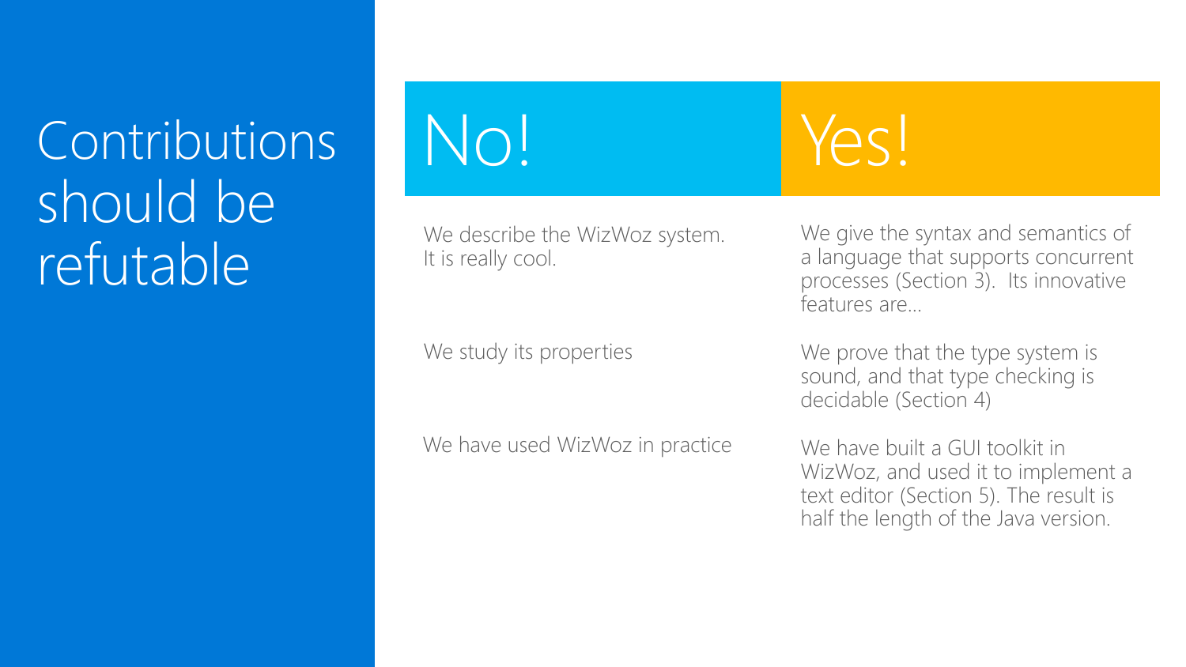# Contributions should be refutable

| No! | Yes! |
| --- | --- |
| We describe the WizWoz system. It is really cool. | We give the syntax and semantics of a language that supports concurrent processes (Section 3). Its innovative features are... |
| We study its properties | We prove that the type system is sound, and that type checking is decidable (Section 4) |
| We have used WizWoz in practice | We have built a GUI toolkit in WizWoz, and used it to implement a text editor (Section 5). The result is half the length of the Java version. |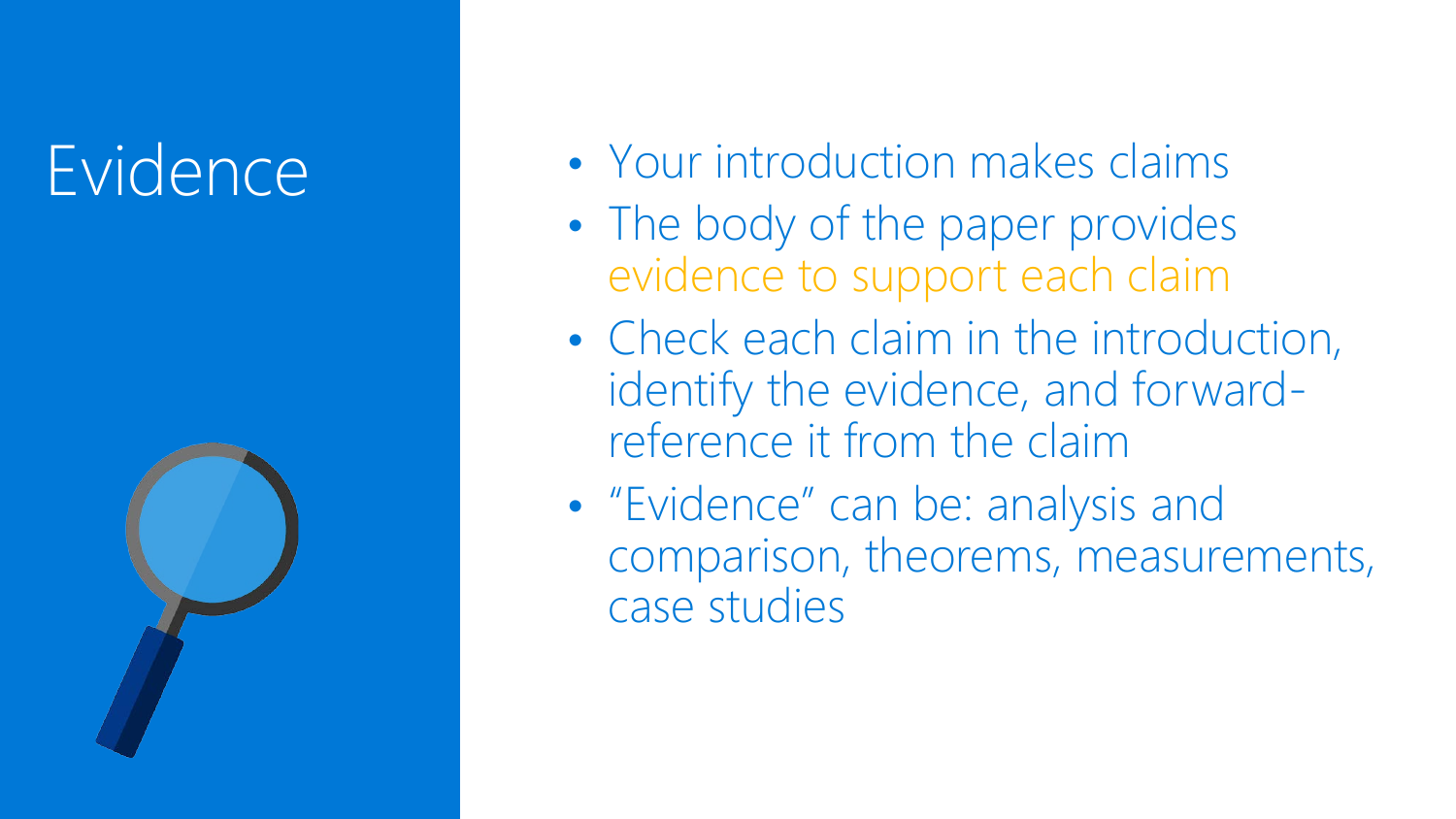# Evidence

- Your introduction makes claims
- The body of the paper provides evidence to support each claim
- Check each claim in the introduction, identify the evidence, and forward-reference it from the claim
- “Evidence” can be: analysis and comparison, theorems, measurements, case studies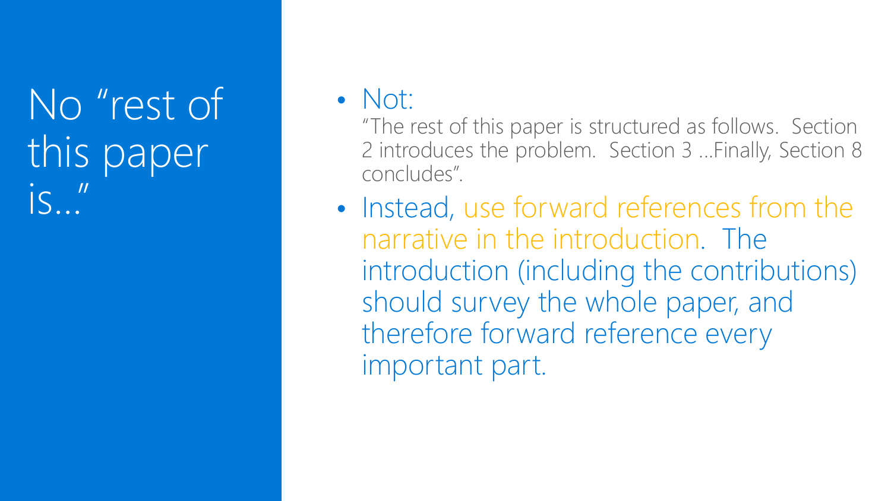# No "rest of this paper is..."

- Not:
  "The rest of this paper is structured as follows. Section 2 introduces the problem. Section 3 ...Finally, Section 8 concludes".
- Instead, use forward references from the narrative in the introduction. The introduction (including the contributions) should survey the whole paper, and therefore forward reference every important part.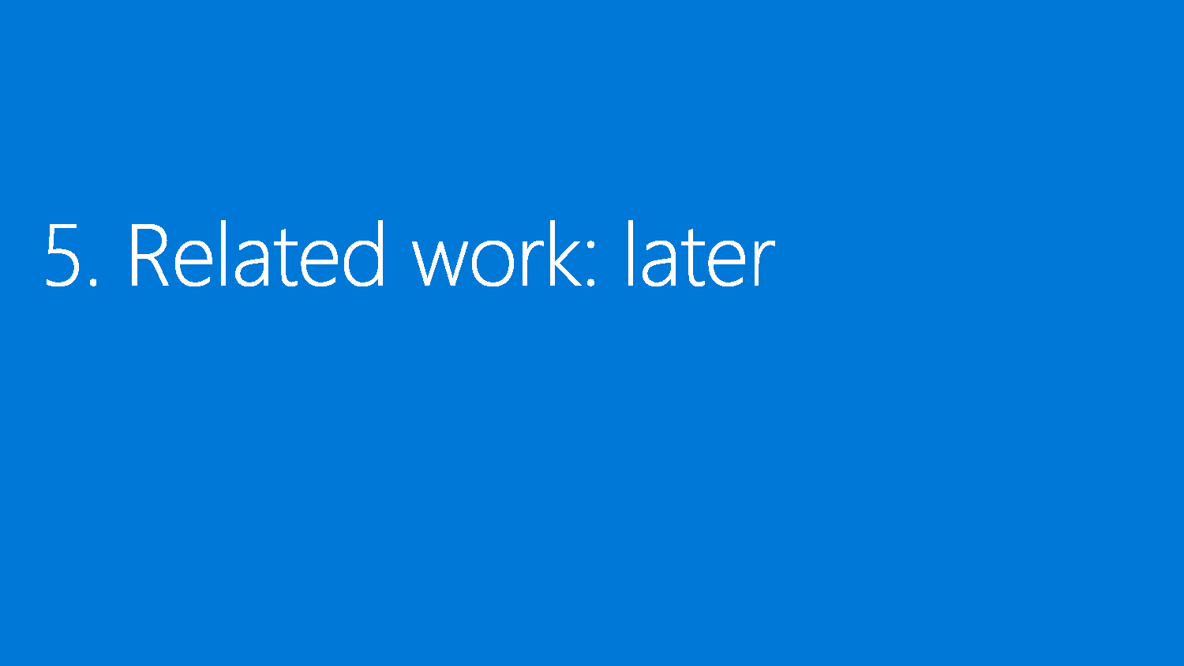# 5. Related work: later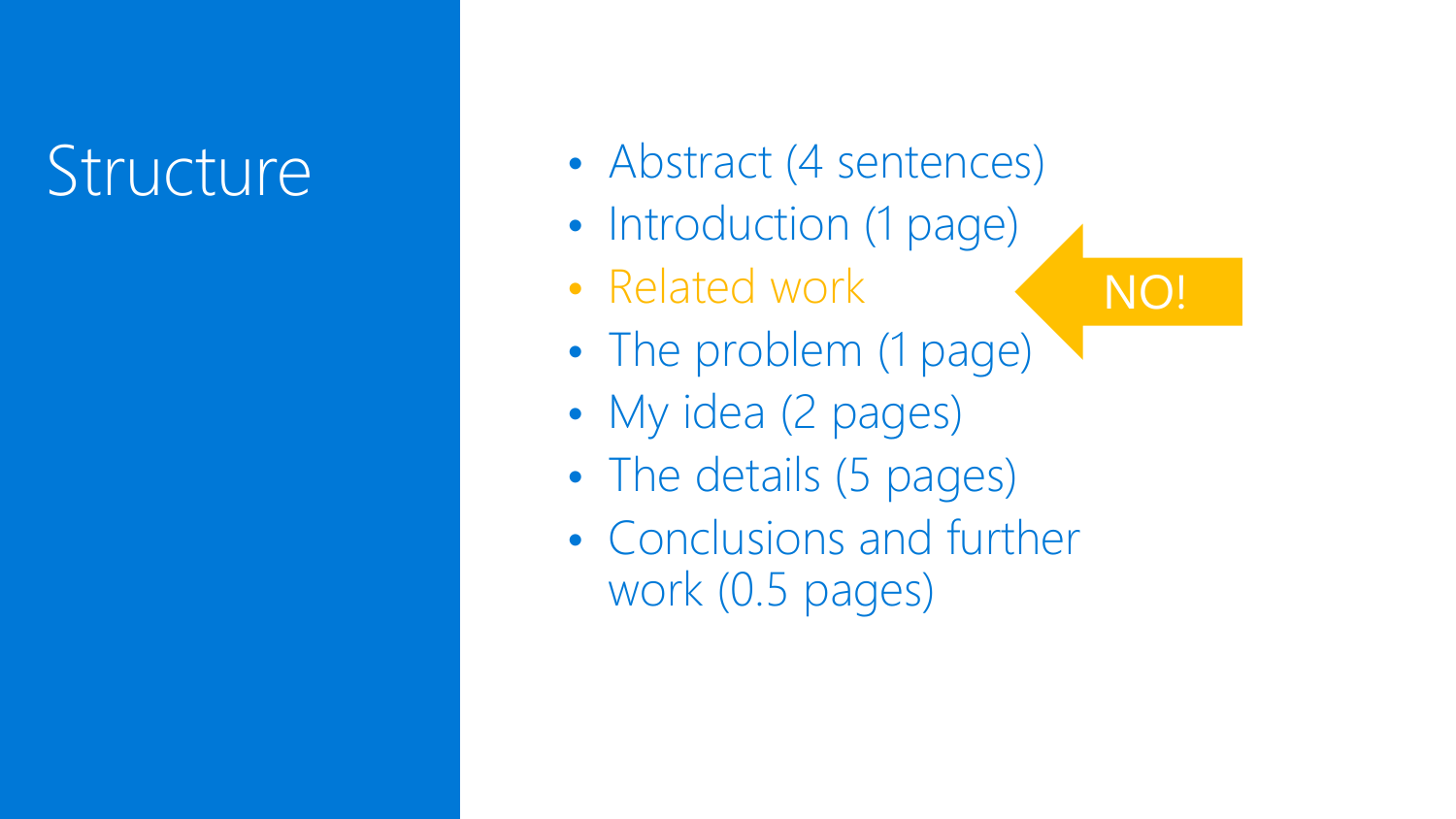# Structure

- Abstract (4 sentences)
- Introduction (1 page)
- Related work
- The problem (1 page)
- My idea (2 pages)
- The details (5 pages)
- Conclusions and further work (0.5 pages)

NO!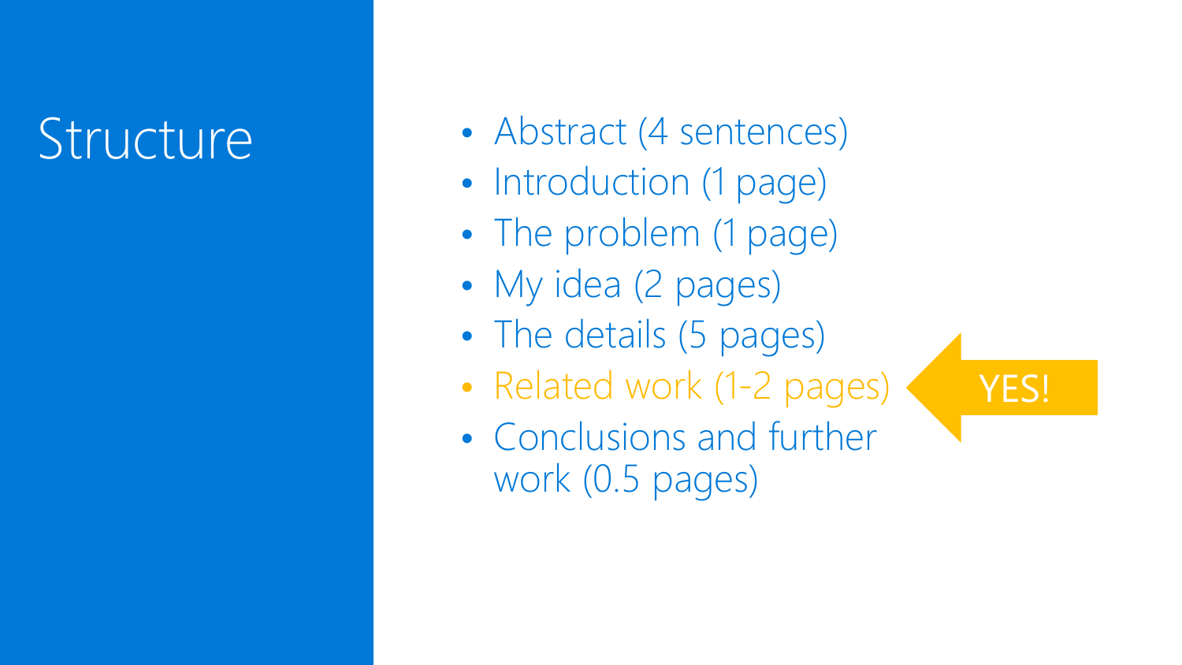# Structure

- Abstract (4 sentences)
- Introduction (1 page)
- The problem (1 page)
- My idea (2 pages)
- The details (5 pages)
- Related work (1-2 pages) ← YES!
- Conclusions and further work (0.5 pages)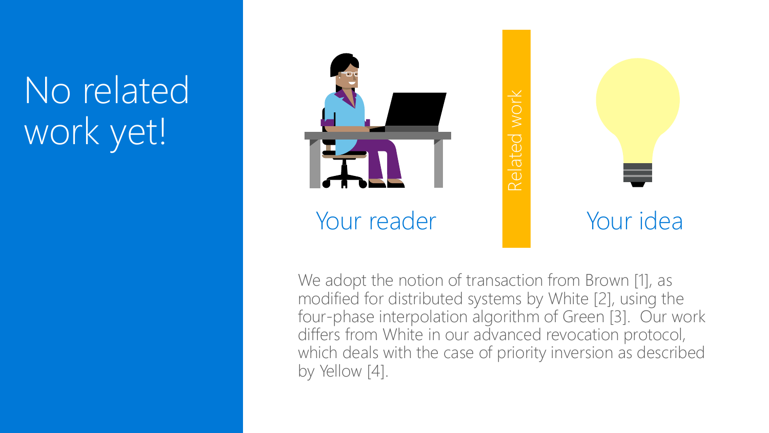# No related work yet!

Your reader

Related work

Your idea

We adopt the notion of transaction from Brown [1], as modified for distributed systems by White [2], using the four-phase interpolation algorithm of Green [3]. Our work differs from White in our advanced revocation protocol, which deals with the case of priority inversion as described by Yellow [4].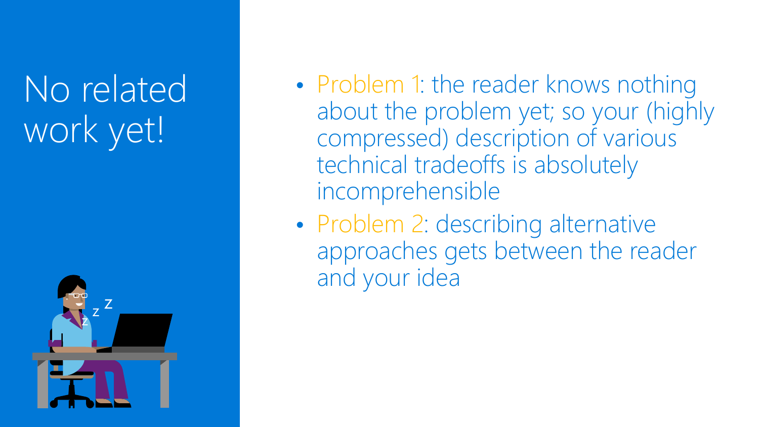# No related work yet!

- Problem 1: the reader knows nothing about the problem yet; so your (highly compressed) description of various technical tradeoffs is absolutely incomprehensible
- Problem 2: describing alternative approaches gets between the reader and your idea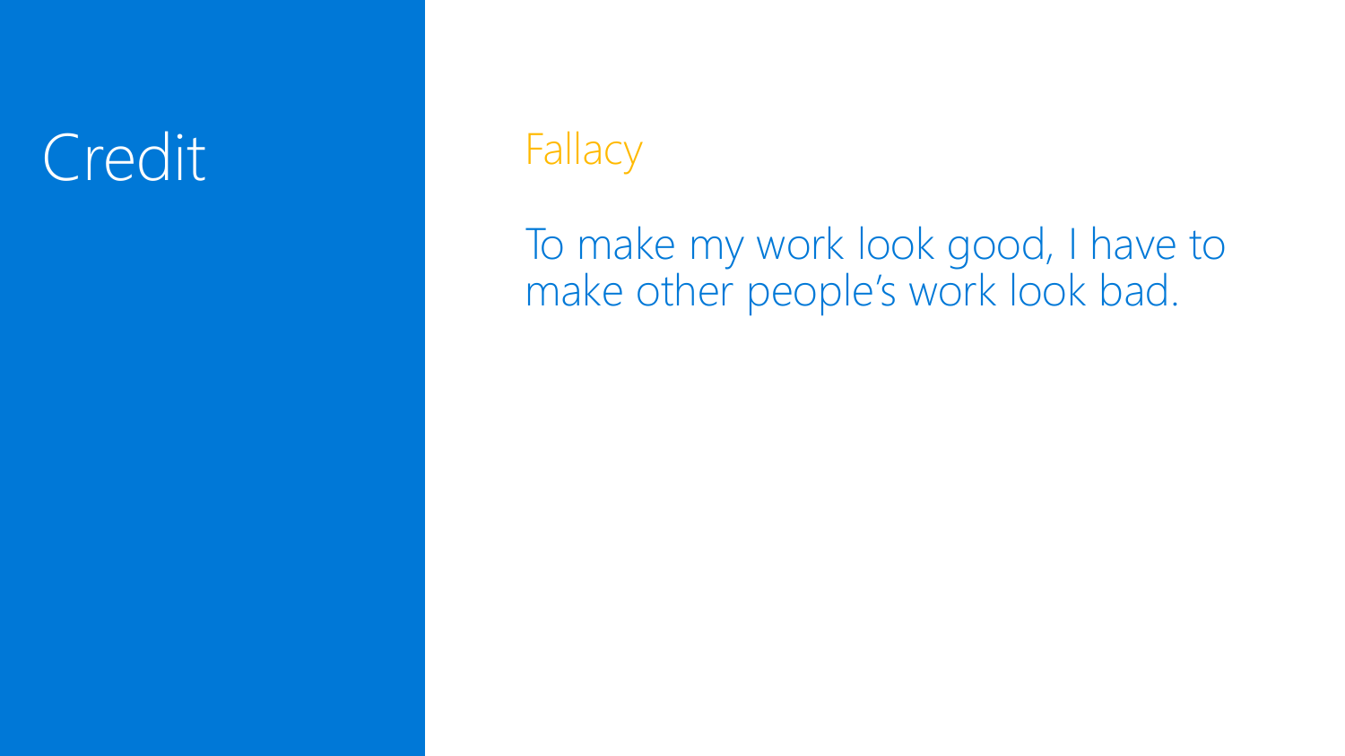# Credit

## Fallacy

To make my work look good, I have to make other people's work look bad.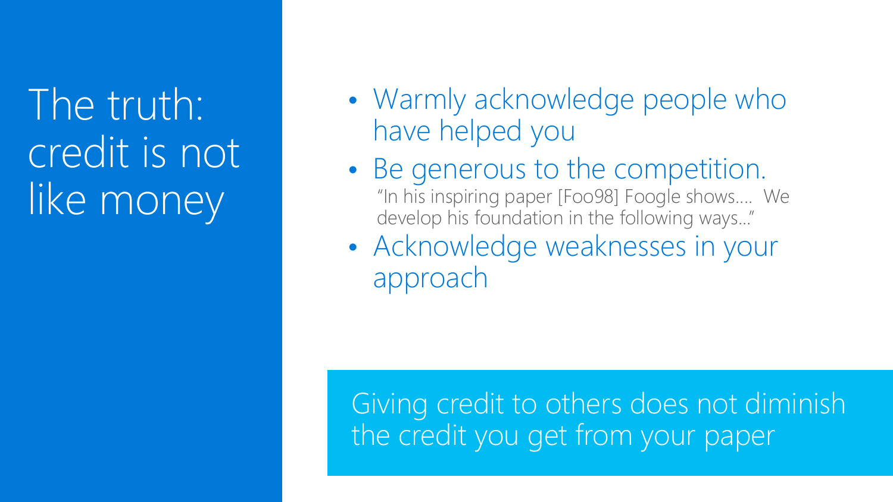# The truth: credit is not like money

- Warmly acknowledge people who have helped you
- Be generous to the competition.
  "In his inspiring paper [Foo98] Foogle shows.... We develop his foundation in the following ways..."
- Acknowledge weaknesses in your approach

Giving credit to others does not diminish the credit you get from your paper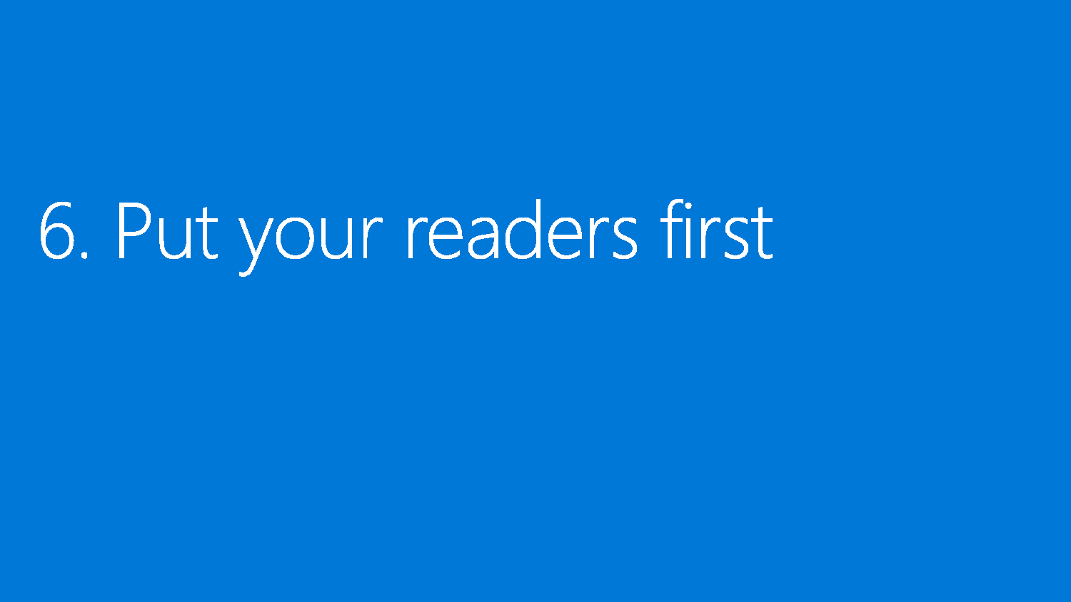# 6. Put your readers first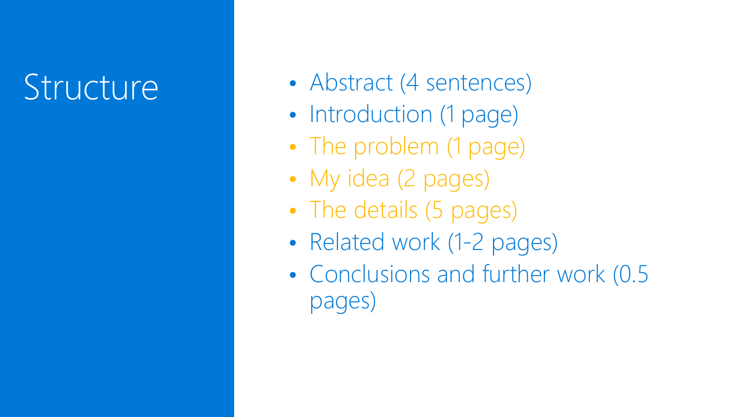# Structure

- Abstract (4 sentences)
- Introduction (1 page)
- The problem (1 page)
- My idea (2 pages)
- The details (5 pages)
- Related work (1-2 pages)
- Conclusions and further work (0.5 pages)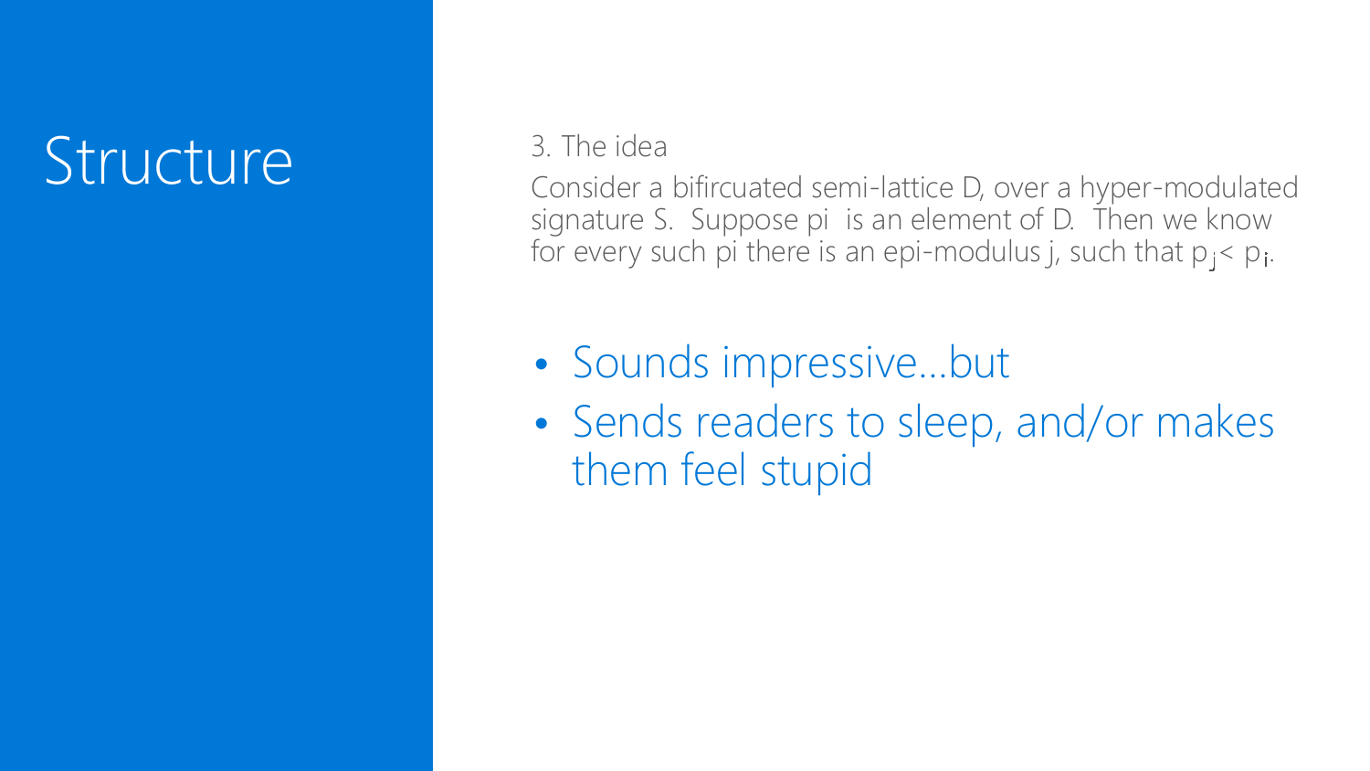# Structure

3. The idea

Consider a bifircuated semi-lattice D, over a hyper-modulated signature S. Suppose pi is an element of D. Then we know for every such pi there is an epi-modulus j, such that $p_j < p_i$.

- Sounds impressive…but
- Sends readers to sleep, and/or makes them feel stupid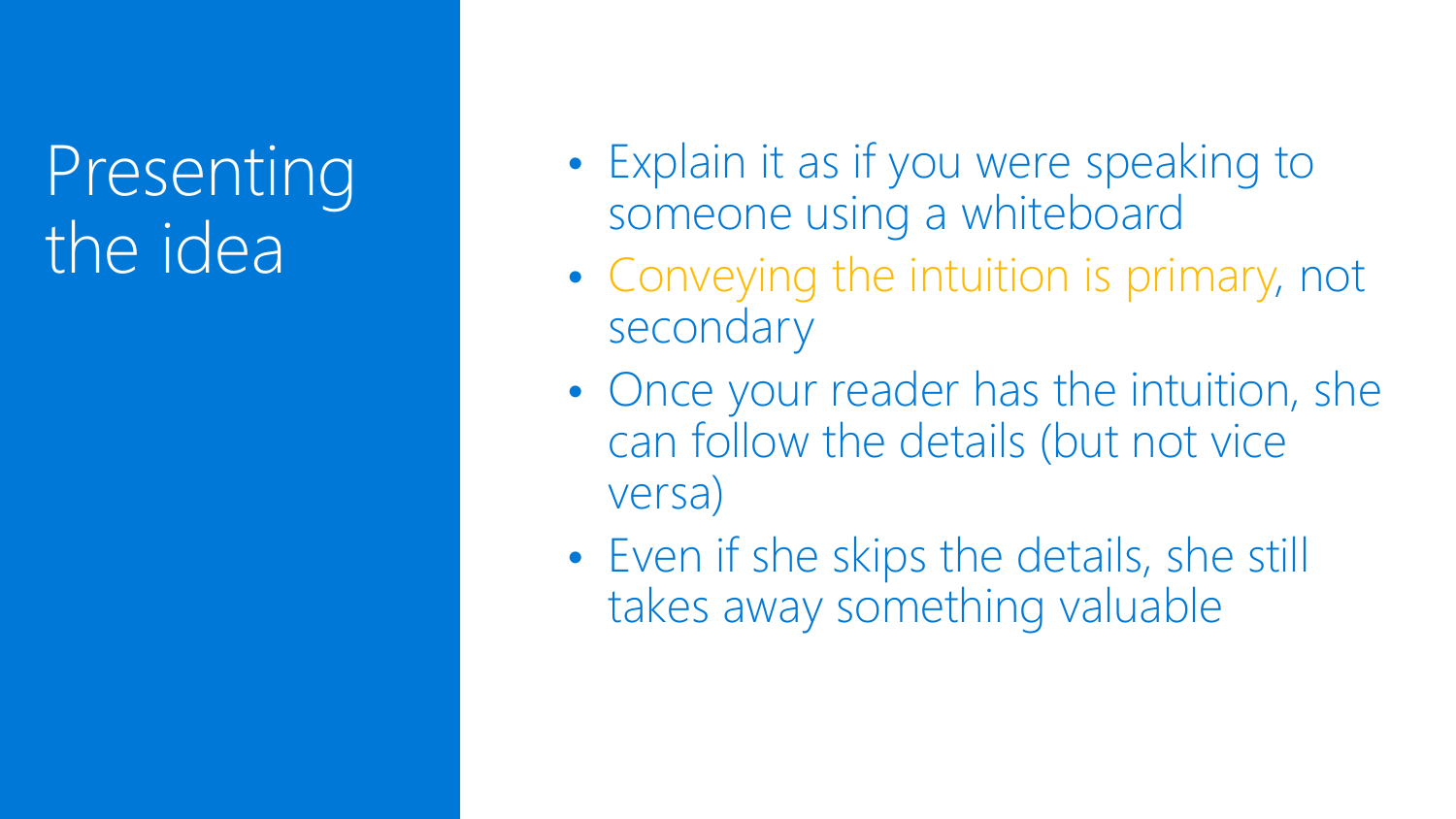# Presenting the idea

- Explain it as if you were speaking to someone using a whiteboard
- Conveying the intuition is primary, not secondary
- Once your reader has the intuition, she can follow the details (but not vice versa)
- Even if she skips the details, she still takes away something valuable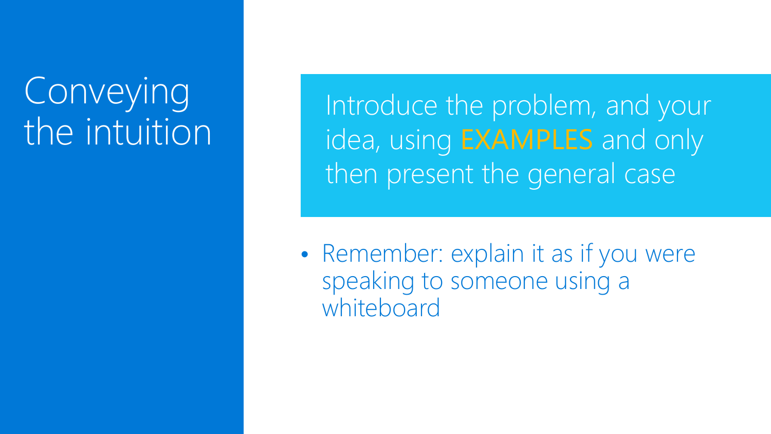# Conveying the intuition

Introduce the problem, and your idea, using EXAMPLES and only then present the general case

- Remember: explain it as if you were speaking to someone using a whiteboard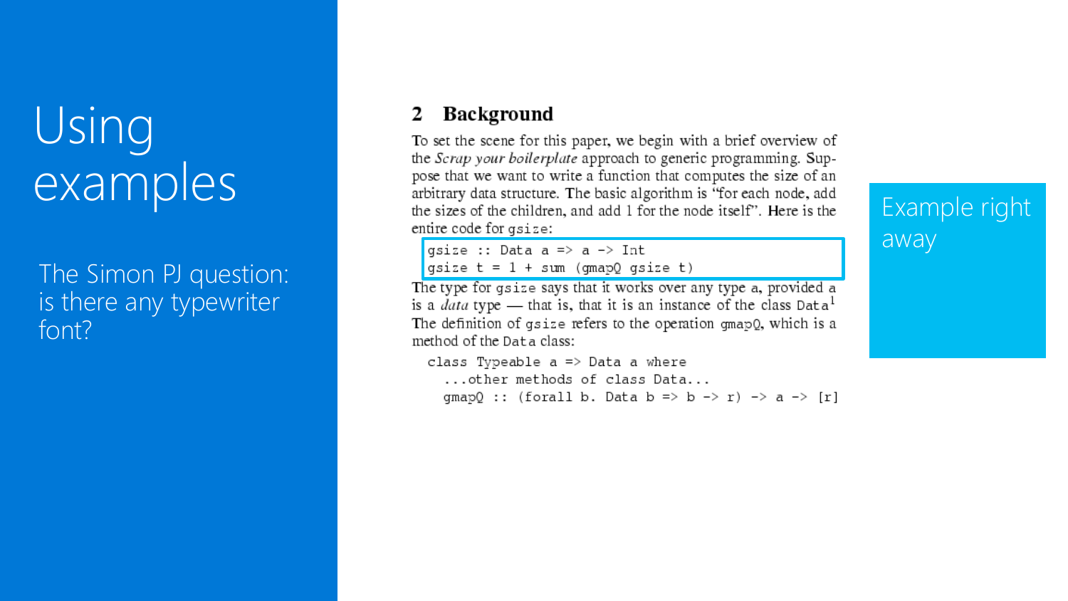# Using examples

The Simon PJ question: is there any typewriter font?

## 2 Background

To set the scene for this paper, we begin with a brief overview of the *Scrap your boilerplate* approach to generic programming. Suppose that we want to write a function that computes the size of an arbitrary data structure. The basic algorithm is "for each node, add the sizes of the children, and add 1 for the node itself". Here is the entire code for `gsize`:

```
gsize :: Data a => a -> Int
gsize t = 1 + sum (gmapQ gsize t)
```

The type for `gsize` says that it works over any type `a`, provided `a` is a *data* type — that is, that it is an instance of the class `Data`[1] The definition of `gsize` refers to the operation `gmapQ`, which is a method of the `Data` class:

```
class Typeable a => Data a where
  ...other methods of class Data...
  gmapQ :: (forall b. Data b => b -> r) -> a -> [r]
```

Example right away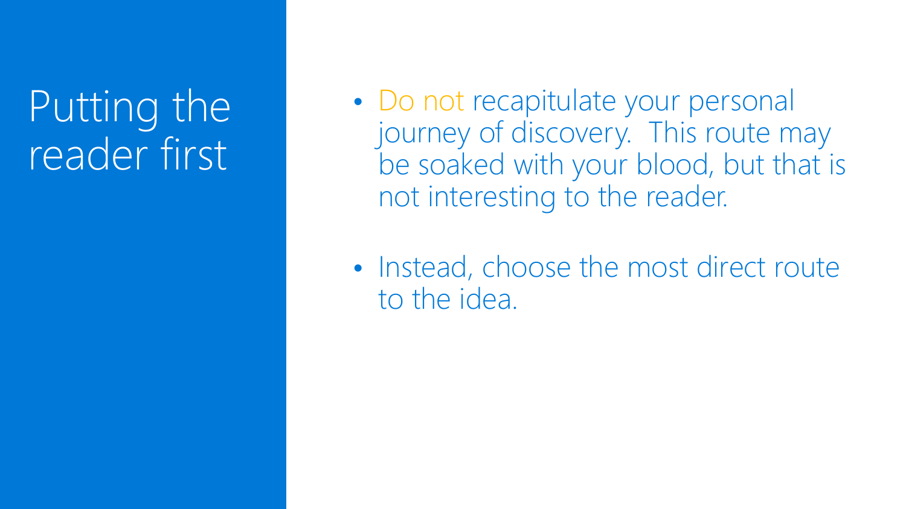# Putting the reader first

- Do not recapitulate your personal journey of discovery. This route may be soaked with your blood, but that is not interesting to the reader.
- Instead, choose the most direct route to the idea.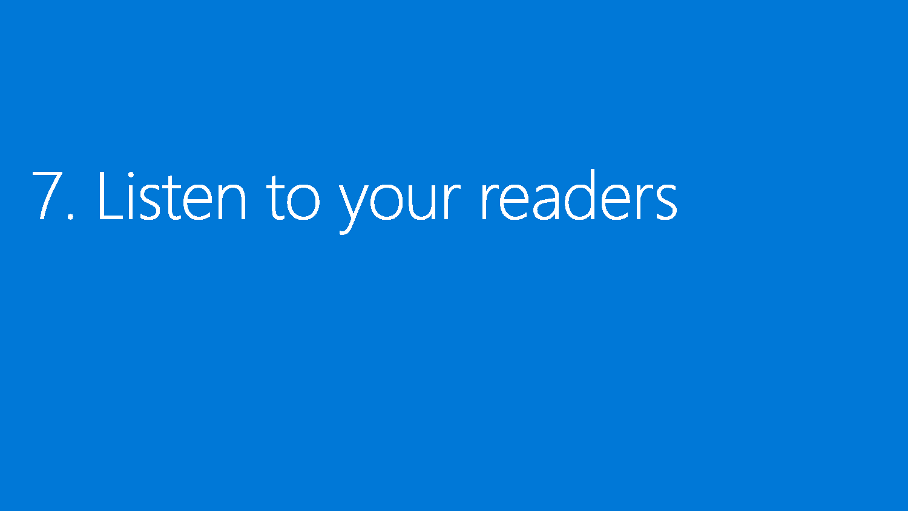# 7. Listen to your readers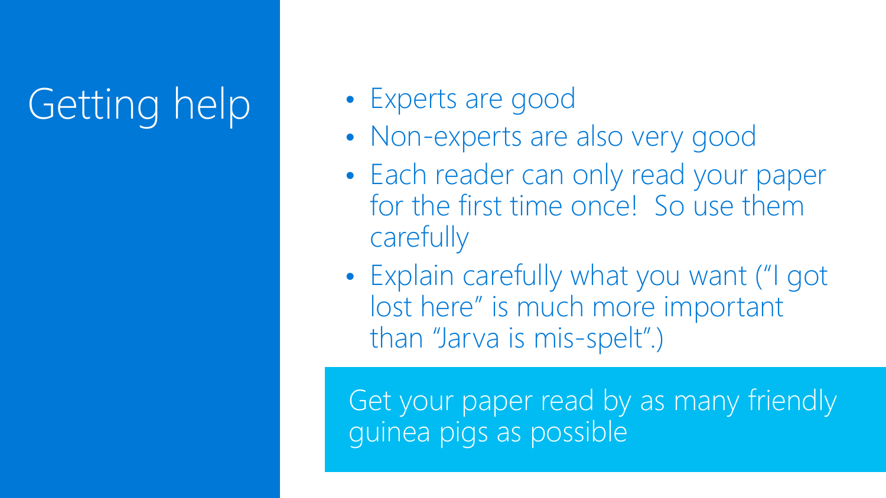# Getting help

- Experts are good
- Non-experts are also very good
- Each reader can only read your paper for the first time once! So use them carefully
- Explain carefully what you want ("I got lost here" is much more important than "Jarva is mis-spelt".)

Get your paper read by as many friendly guinea pigs as possible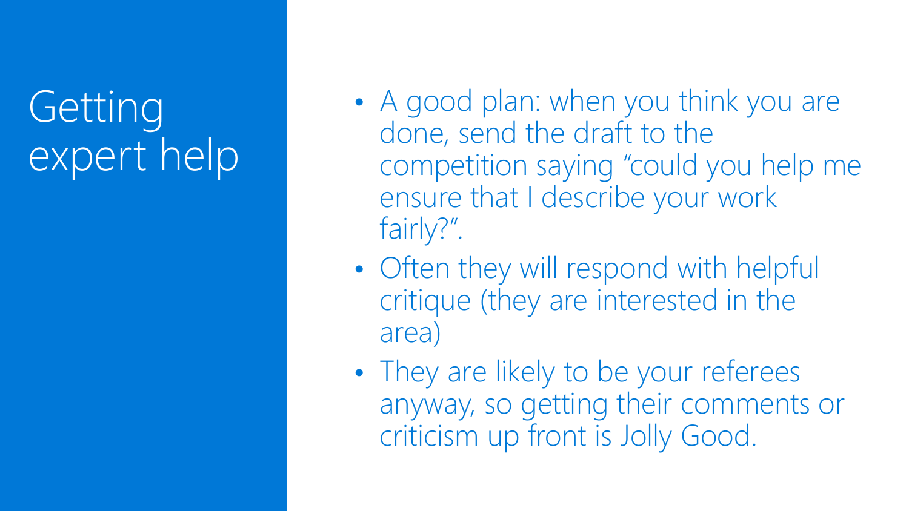# Getting expert help

- A good plan: when you think you are done, send the draft to the competition saying "could you help me ensure that I describe your work fairly?".
- Often they will respond with helpful critique (they are interested in the area)
- They are likely to be your referees anyway, so getting their comments or criticism up front is Jolly Good.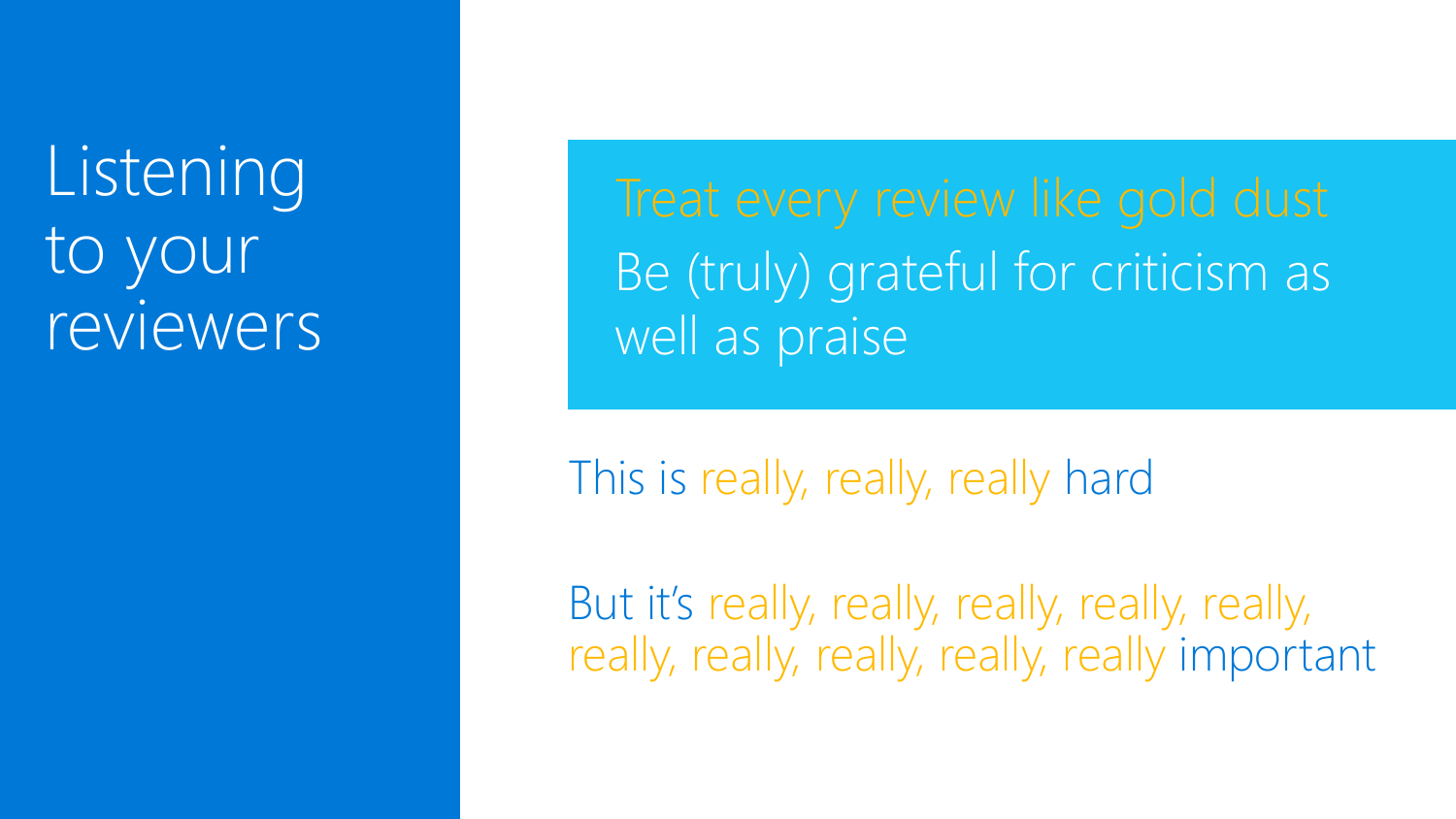# Listening to your reviewers

Treat every review like gold dust

Be (truly) grateful for criticism as well as praise

This is really, really, really hard

But it's really, really, really, really, really, really, really, really, really, really important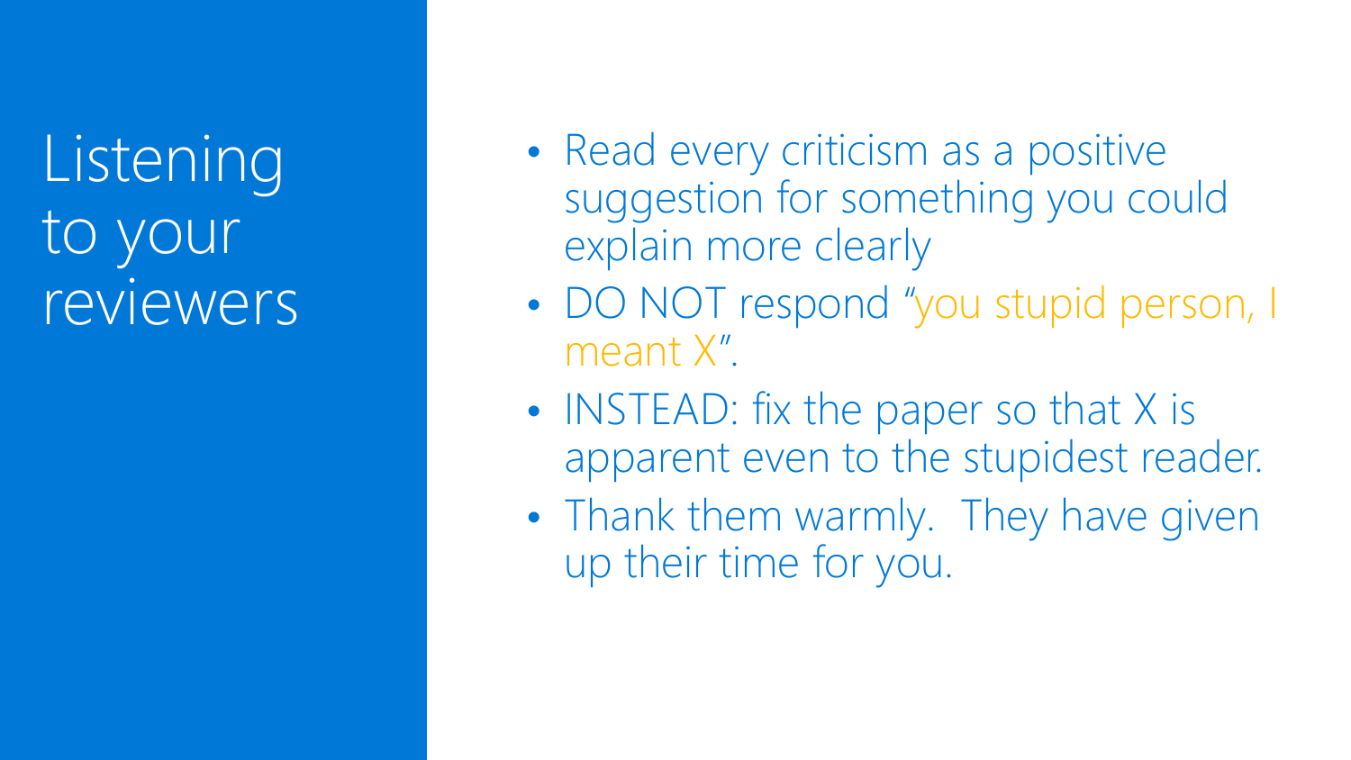# Listening to your reviewers

- Read every criticism as a positive suggestion for something you could explain more clearly
- DO NOT respond "you stupid person, I meant X".
- INSTEAD: fix the paper so that X is apparent even to the stupidest reader.
- Thank them warmly. They have given up their time for you.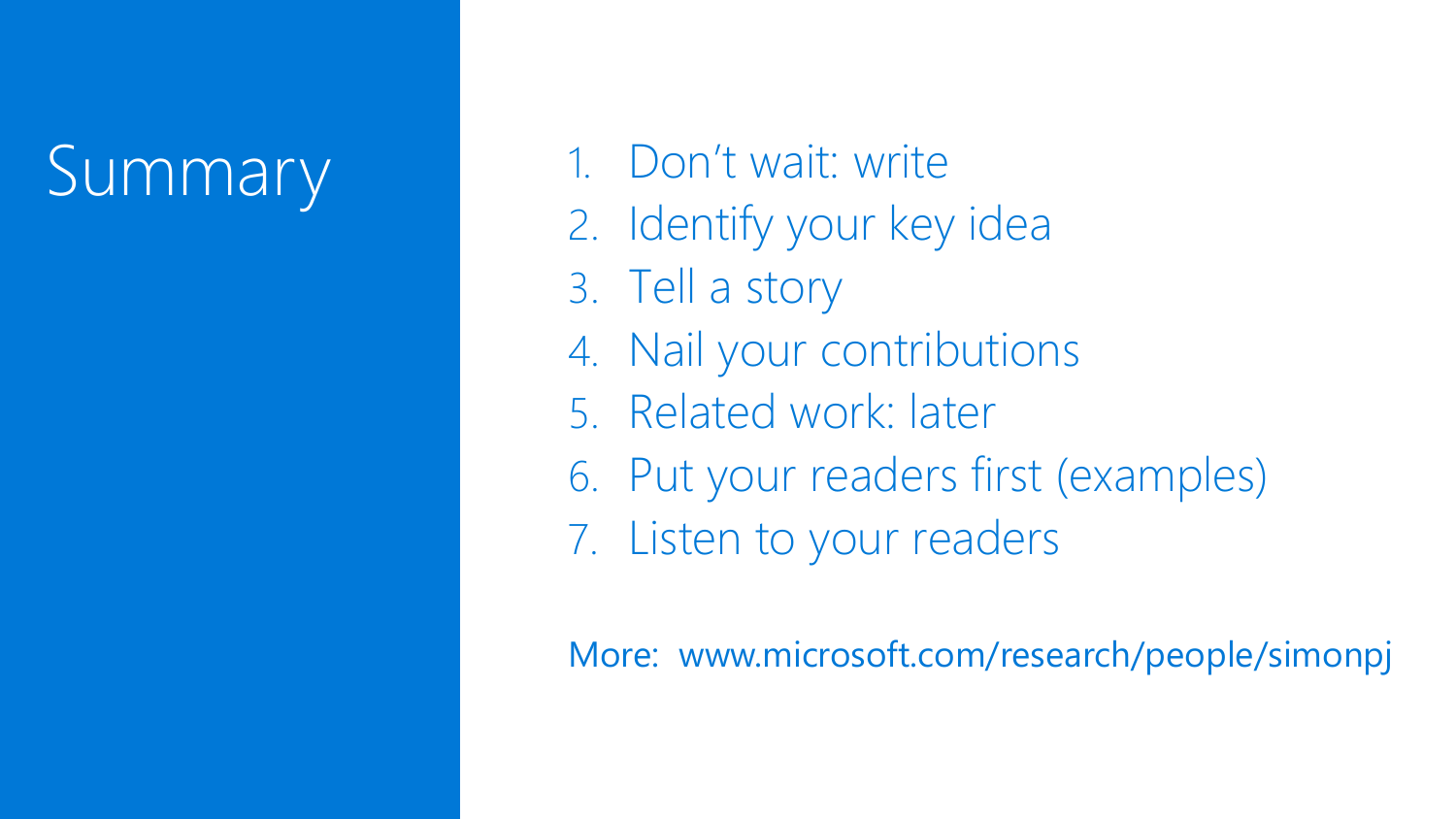# Summary

1. Don't wait: write
2. Identify your key idea
3. Tell a story
4. Nail your contributions
5. Related work: later
6. Put your readers first (examples)
7. Listen to your readers

More: www.microsoft.com/research/people/simonpj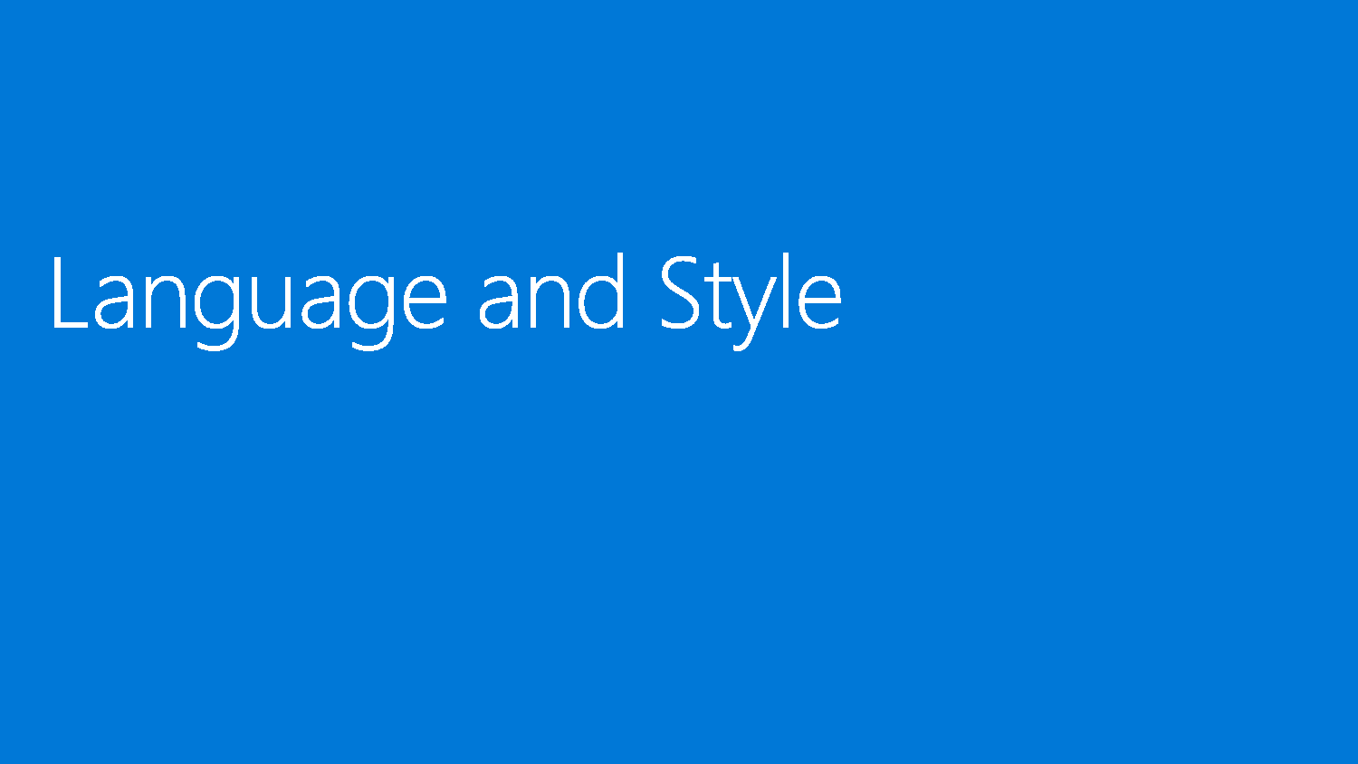# Language and Style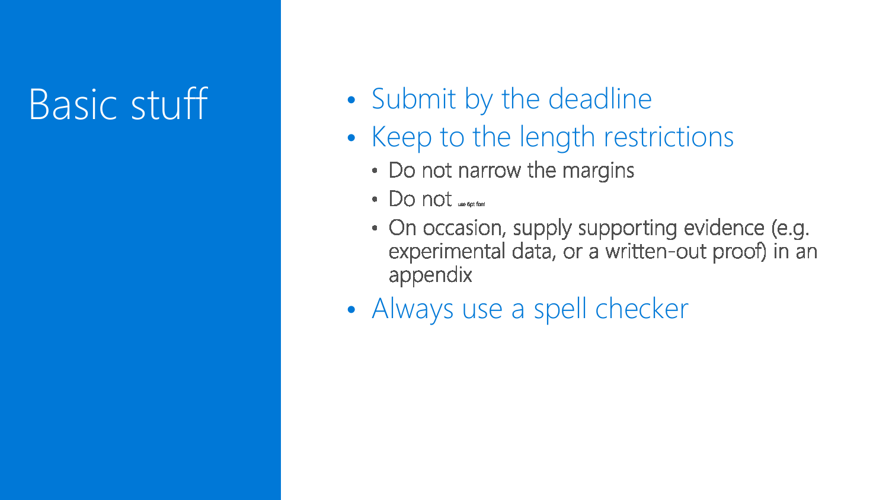# Basic stuff

- Submit by the deadline
- Keep to the length restrictions
  - Do not narrow the margins
  - Do not use 6pt font
  - On occasion, supply supporting evidence (e.g. experimental data, or a written-out proof) in an appendix
- Always use a spell checker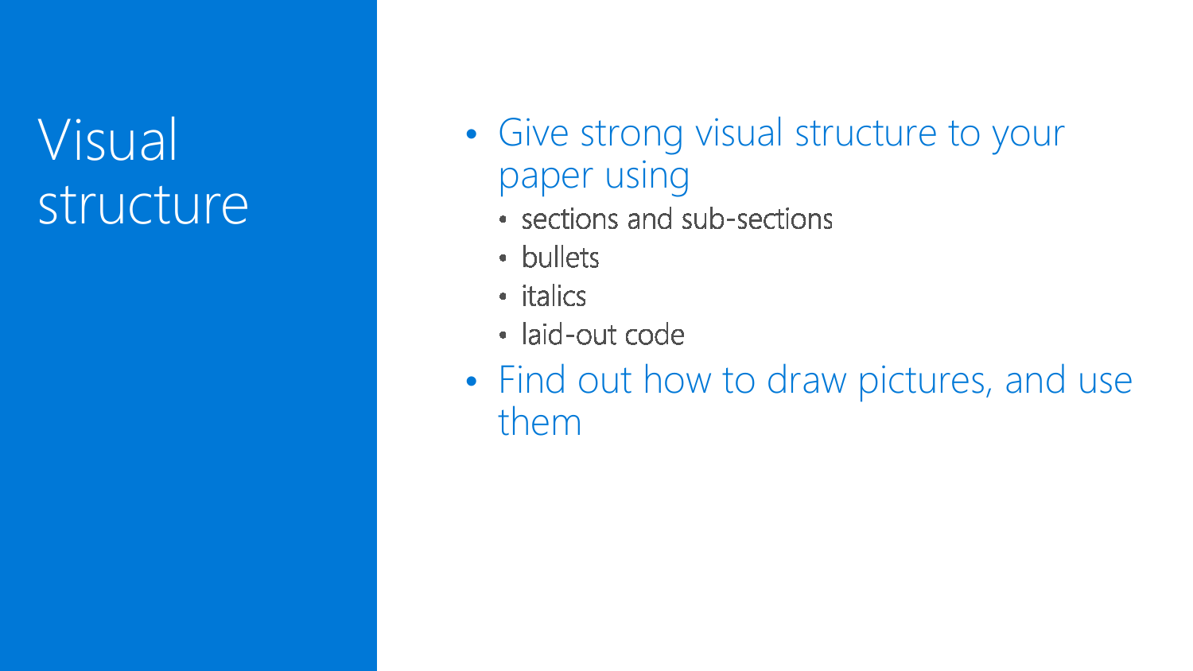# Visual structure

- Give strong visual structure to your paper using
  - sections and sub-sections
  - bullets
  - italics
  - laid-out code
- Find out how to draw pictures, and use them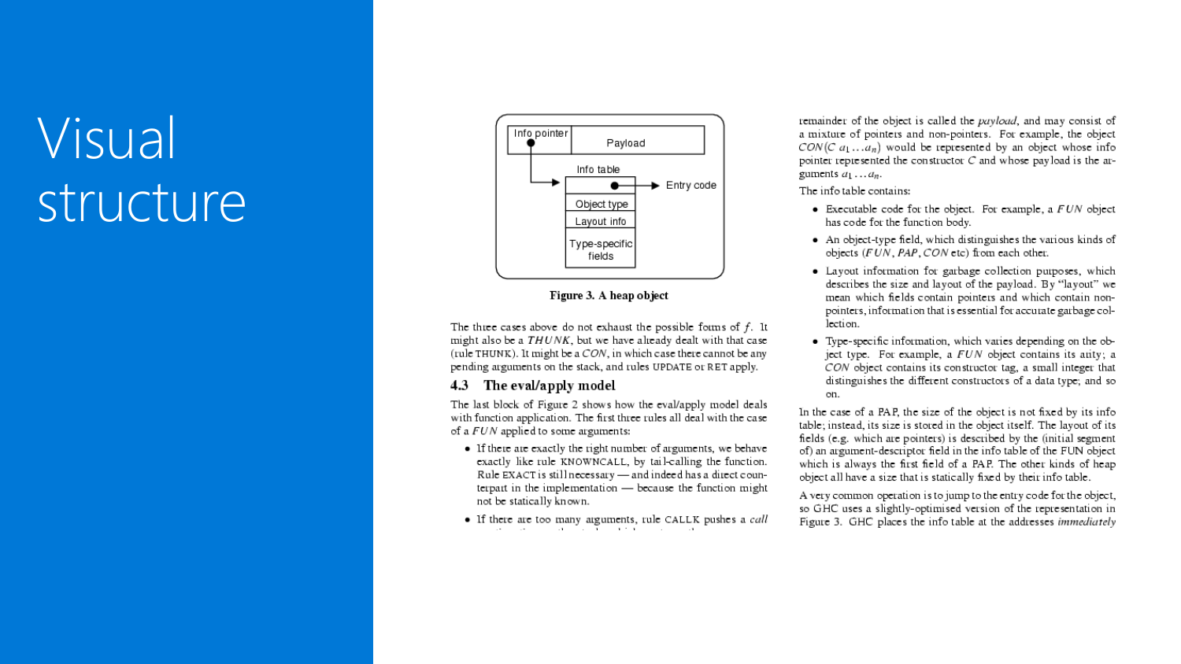# Visual structure

Info pointer

Payload

Info table

Entry code

Object type

Layout info

Type-specific fields

**Figure 3. A heap object**

The three cases above do not exhaust the possible forms of $f$. It might also be a *THUNK*, but we have already dealt with that case (rule THUNK). It might be a *CON*, in which case there cannot be any pending arguments on the stack, and rules UPDATE or RET apply.

### 4.3 The eval/apply model

The last block of Figure 2 shows how the eval/apply model deals with function application. The first three rules all deal with the case of a *FUN* applied to some arguments:

- If there are exactly the right number of arguments, we behave exactly like rule KNOWNCALL, by tail-calling the function. Rule EXACT is still necessary — and indeed has a direct counterpart in the implementation — because the function might not be statically known.
- If there are too many arguments, rule CALLK pushes a *call*

remainder of the object is called the *payload*, and may consist of a mixture of pointers and non-pointers. For example, the object $CON(C\ a_1 \ldots a_n)$ would be represented by an object whose info pointer represented the constructor $C$ and whose payload is the arguments $a_1 \ldots a_n$.

The info table contains:

- Executable code for the object. For example, a *FUN* object has code for the function body.
- An object-type field, which distinguishes the various kinds of objects (*FUN*, *PAP*, *CON* etc) from each other.
- Layout information for garbage collection purposes, which describes the size and layout of the payload. By "layout" we mean which fields contain pointers and which contain non-pointers, information that is essential for accurate garbage collection.
- Type-specific information, which varies depending on the object type. For example, a *FUN* object contains its arity; a *CON* object contains its constructor tag, a small integer that distinguishes the different constructors of a data type; and so on.

In the case of a PAP, the size of the object is not fixed by its info table; instead, its size is stored in the object itself. The layout of its fields (e.g. which are pointers) is described by the (initial segment of) an argument-descriptor field in the info table of the FUN object which is always the first field of a PAP. The other kinds of heap object all have a size that is statically fixed by their info table.

A very common operation is to jump to the entry code for the object, so GHC uses a slightly-optimised version of the representation in Figure 3. GHC places the info table at the addresses *immediately*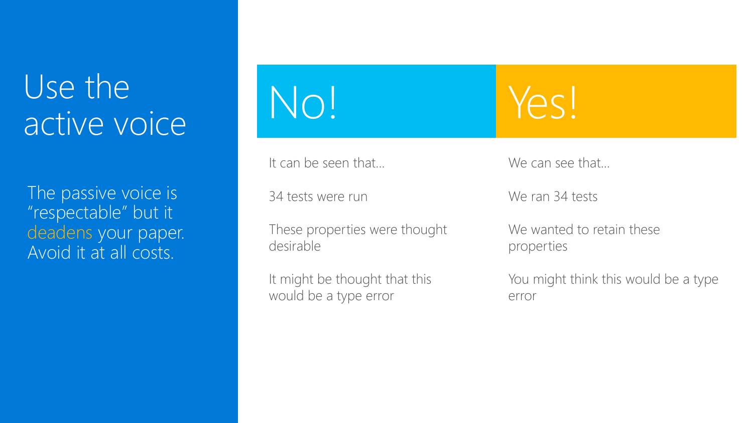# Use the active voice

The passive voice is "respectable" but it deadens your paper. Avoid it at all costs.

| No! | Yes! |
| --- | --- |
| It can be seen that... | We can see that... |
| 34 tests were run | We ran 34 tests |
| These properties were thought desirable | We wanted to retain these properties |
| It might be thought that this would be a type error | You might think this would be a type error |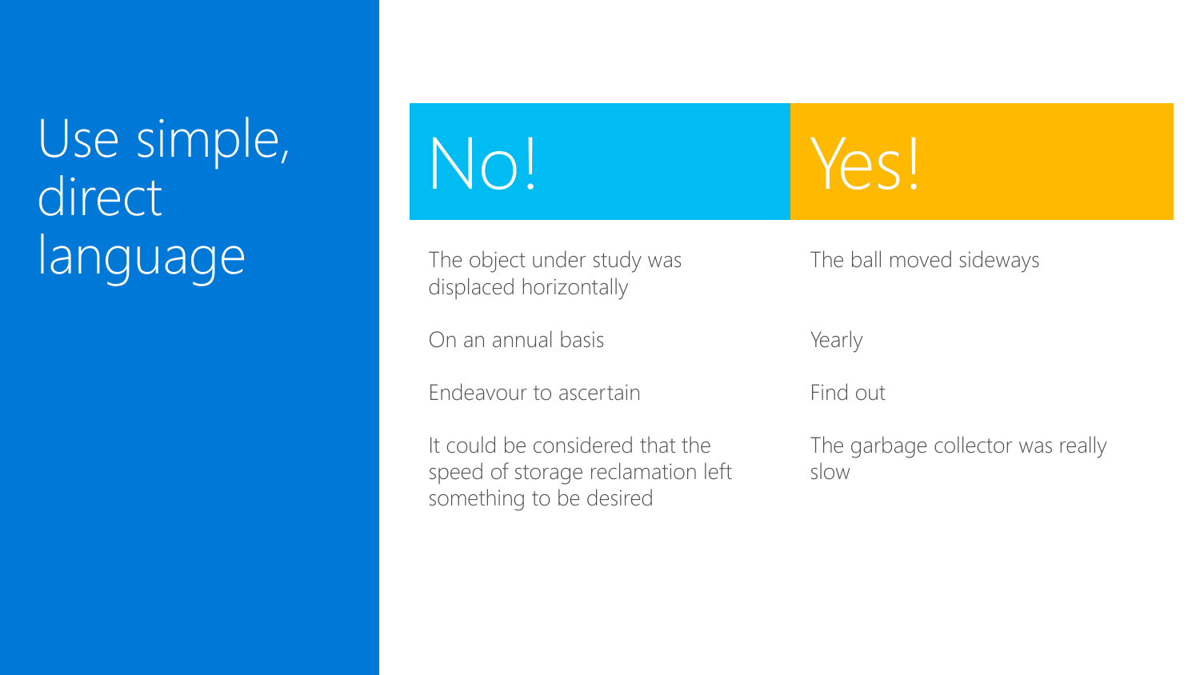# Use simple, direct language

| No! | Yes! |
| --- | --- |
| The object under study was displaced horizontally | The ball moved sideways |
| On an annual basis | Yearly |
| Endeavour to ascertain | Find out |
| It could be considered that the speed of storage reclamation left something to be desired | The garbage collector was really slow |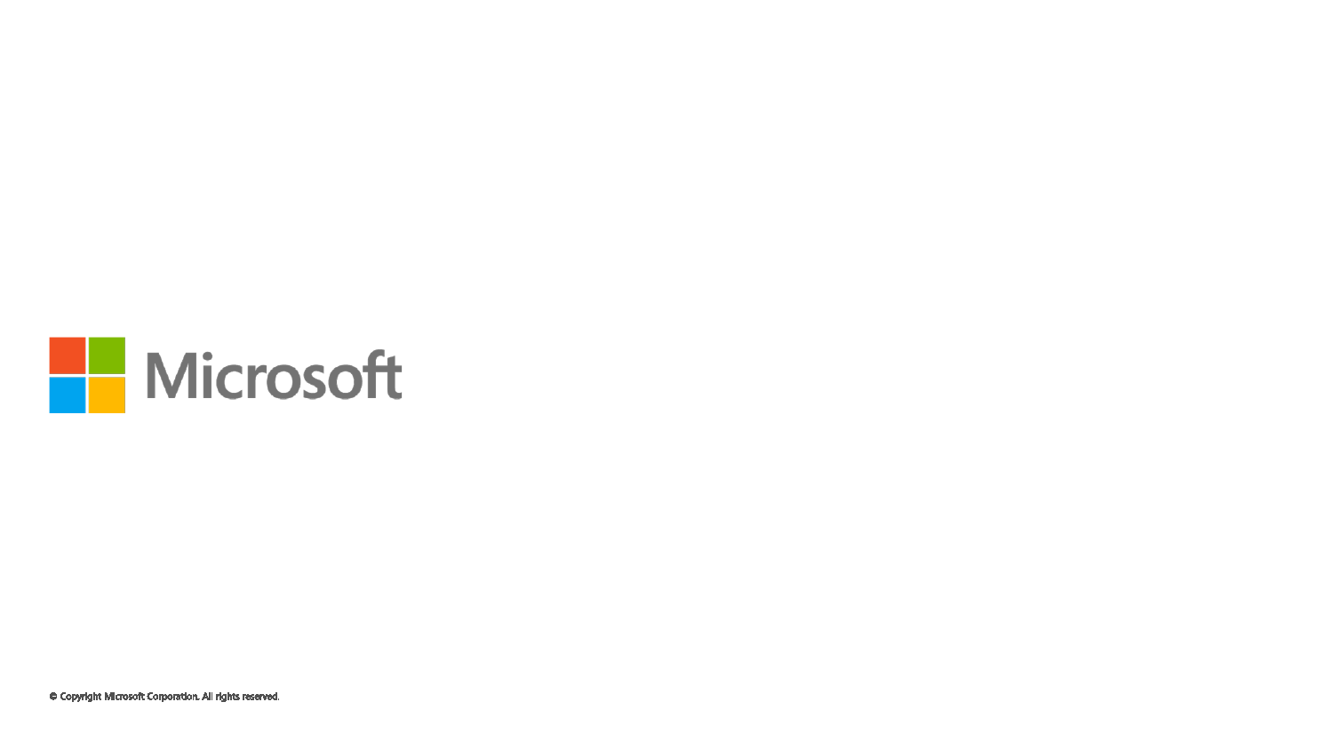Microsoft

© Copyright Microsoft Corporation. All rights reserved.